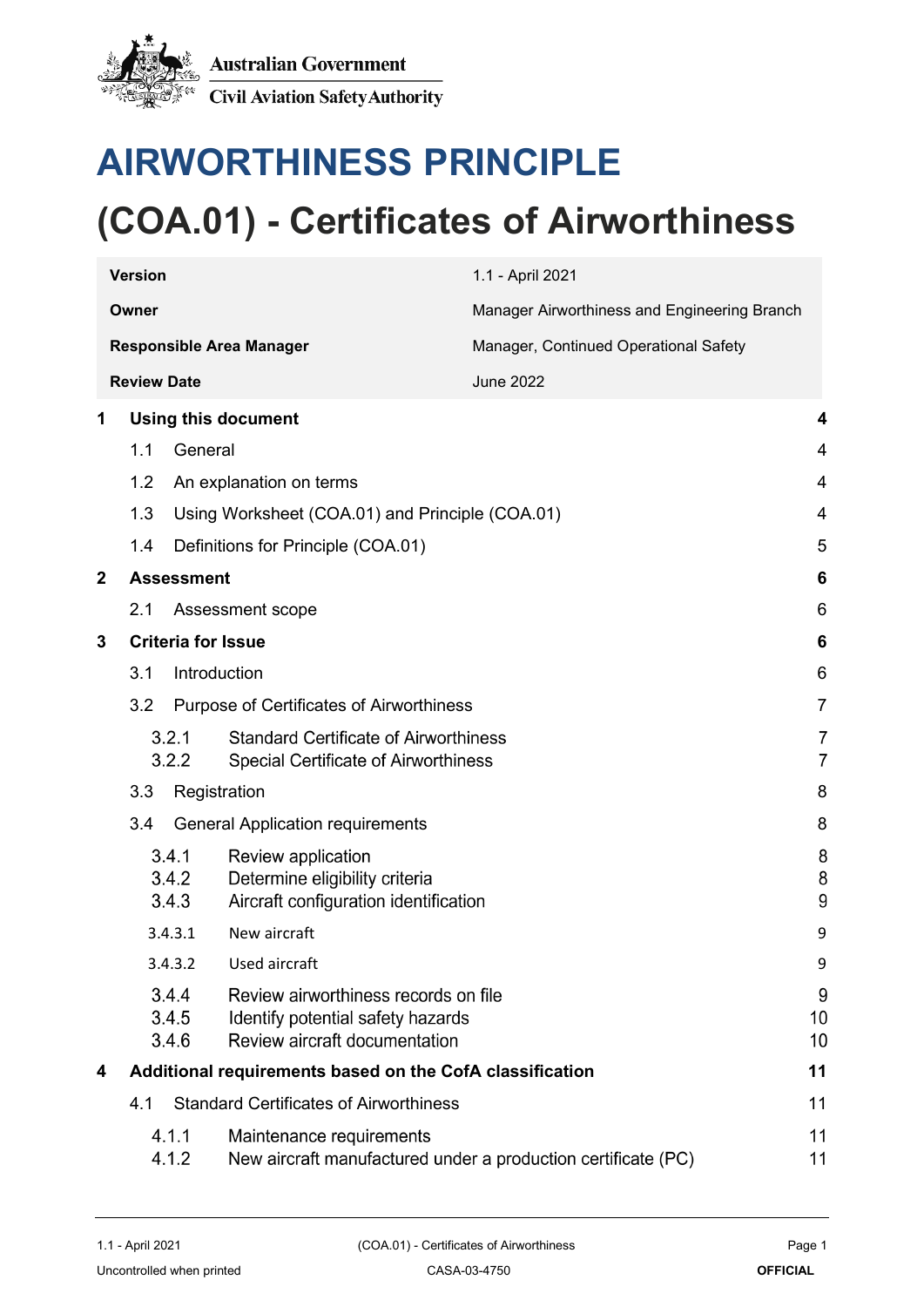Australian Government

Civil Aviation Safety Authority

# AIRWORTHINESS PRINCIPLE

# (COA.01) - Certificates of Airworthiness

| | |
|---|---|
| **Version** | 1.1 - April 2021 |
| **Owner** | Manager Airworthiness and Engineering Branch |
| **Responsible Area Manager** | Manager, Continued Operational Safety |
| **Review Date** | June 2022 |

| | | |
|---|---|---|
| **1** | **Using this document** | **4** |
| 1.1 | General | 4 |
| 1.2 | An explanation on terms | 4 |
| 1.3 | Using Worksheet (COA.01) and Principle (COA.01) | 4 |
| 1.4 | Definitions for Principle (COA.01) | 5 |
| **2** | **Assessment** | **6** |
| 2.1 | Assessment scope | 6 |
| **3** | **Criteria for Issue** | **6** |
| 3.1 | Introduction | 6 |
| 3.2 | Purpose of Certificates of Airworthiness | 7 |
| 3.2.1 | Standard Certificate of Airworthiness | 7 |
| 3.2.2 | Special Certificate of Airworthiness | 7 |
| 3.3 | Registration | 8 |
| 3.4 | General Application requirements | 8 |
| 3.4.1 | Review application | 8 |
| 3.4.2 | Determine eligibility criteria | 8 |
| 3.4.3 | Aircraft configuration identification | 9 |
| 3.4.3.1 | New aircraft | 9 |
| 3.4.3.2 | Used aircraft | 9 |
| 3.4.4 | Review airworthiness records on file | 9 |
| 3.4.5 | Identify potential safety hazards | 10 |
| 3.4.6 | Review aircraft documentation | 10 |
| **4** | **Additional requirements based on the CofA classification** | **11** |
| 4.1 | Standard Certificates of Airworthiness | 11 |
| 4.1.1 | Maintenance requirements | 11 |
| 4.1.2 | New aircraft manufactured under a production certificate (PC) | 11 |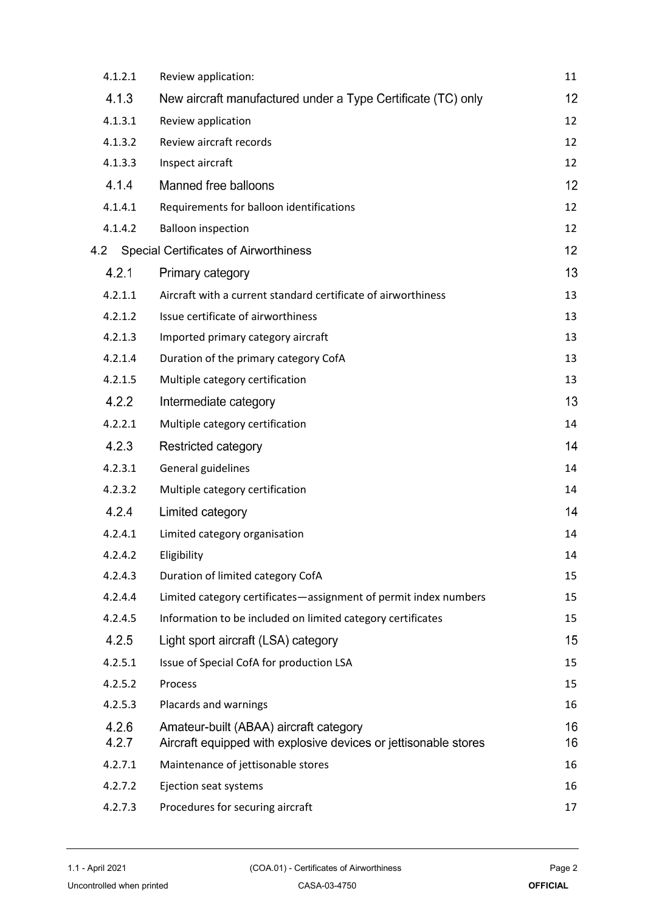| | | |
|---|---|---|
| 4.1.2.1 | Review application: | 11 |
| 4.1.3 | New aircraft manufactured under a Type Certificate (TC) only | 12 |
| 4.1.3.1 | Review application | 12 |
| 4.1.3.2 | Review aircraft records | 12 |
| 4.1.3.3 | Inspect aircraft | 12 |
| 4.1.4 | Manned free balloons | 12 |
| 4.1.4.1 | Requirements for balloon identifications | 12 |
| 4.1.4.2 | Balloon inspection | 12 |
| 4.2 | Special Certificates of Airworthiness | 12 |
| 4.2.1 | Primary category | 13 |
| 4.2.1.1 | Aircraft with a current standard certificate of airworthiness | 13 |
| 4.2.1.2 | Issue certificate of airworthiness | 13 |
| 4.2.1.3 | Imported primary category aircraft | 13 |
| 4.2.1.4 | Duration of the primary category CofA | 13 |
| 4.2.1.5 | Multiple category certification | 13 |
| 4.2.2 | Intermediate category | 13 |
| 4.2.2.1 | Multiple category certification | 14 |
| 4.2.3 | Restricted category | 14 |
| 4.2.3.1 | General guidelines | 14 |
| 4.2.3.2 | Multiple category certification | 14 |
| 4.2.4 | Limited category | 14 |
| 4.2.4.1 | Limited category organisation | 14 |
| 4.2.4.2 | Eligibility | 14 |
| 4.2.4.3 | Duration of limited category CofA | 15 |
| 4.2.4.4 | Limited category certificates—assignment of permit index numbers | 15 |
| 4.2.4.5 | Information to be included on limited category certificates | 15 |
| 4.2.5 | Light sport aircraft (LSA) category | 15 |
| 4.2.5.1 | Issue of Special CofA for production LSA | 15 |
| 4.2.5.2 | Process | 15 |
| 4.2.5.3 | Placards and warnings | 16 |
| 4.2.6 | Amateur-built (ABAA) aircraft category | 16 |
| 4.2.7 | Aircraft equipped with explosive devices or jettisonable stores | 16 |
| 4.2.7.1 | Maintenance of jettisonable stores | 16 |
| 4.2.7.2 | Ejection seat systems | 16 |
| 4.2.7.3 | Procedures for securing aircraft | 17 |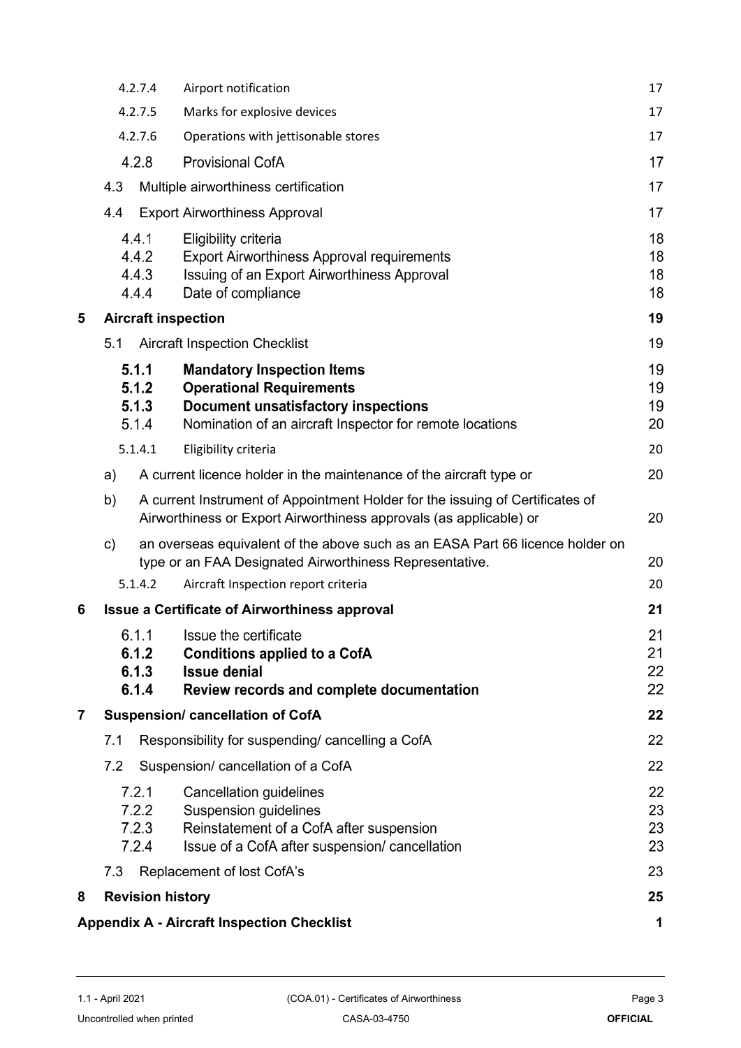| | | |
|---|---|---|
| 4.2.7.4 | Airport notification | 17 |
| 4.2.7.5 | Marks for explosive devices | 17 |
| 4.2.7.6 | Operations with jettisonable stores | 17 |
| 4.2.8 | Provisional CofA | 17 |
| 4.3 | Multiple airworthiness certification | 17 |
| 4.4 | Export Airworthiness Approval | 17 |
| 4.4.1 | Eligibility criteria | 18 |
| 4.4.2 | Export Airworthiness Approval requirements | 18 |
| 4.4.3 | Issuing of an Export Airworthiness Approval | 18 |
| 4.4.4 | Date of compliance | 18 |
| **5** | **Aircraft inspection** | **19** |
| 5.1 | Aircraft Inspection Checklist | 19 |
| **5.1.1** | **Mandatory Inspection Items** | 19 |
| **5.1.2** | **Operational Requirements** | 19 |
| **5.1.3** | **Document unsatisfactory inspections** | 19 |
| 5.1.4 | Nomination of an aircraft Inspector for remote locations | 20 |
| 5.1.4.1 | Eligibility criteria | 20 |
| a) | A current licence holder in the maintenance of the aircraft type or | 20 |
| b) | A current Instrument of Appointment Holder for the issuing of Certificates of Airworthiness or Export Airworthiness approvals (as applicable) or | 20 |
| c) | an overseas equivalent of the above such as an EASA Part 66 licence holder on type or an FAA Designated Airworthiness Representative. | 20 |
| 5.1.4.2 | Aircraft Inspection report criteria | 20 |
| **6** | **Issue a Certificate of Airworthiness approval** | **21** |
| 6.1.1 | Issue the certificate | 21 |
| **6.1.2** | **Conditions applied to a CofA** | 21 |
| **6.1.3** | **Issue denial** | 22 |
| **6.1.4** | **Review records and complete documentation** | 22 |
| **7** | **Suspension/ cancellation of CofA** | **22** |
| 7.1 | Responsibility for suspending/ cancelling a CofA | 22 |
| 7.2 | Suspension/ cancellation of a CofA | 22 |
| 7.2.1 | Cancellation guidelines | 22 |
| 7.2.2 | Suspension guidelines | 23 |
| 7.2.3 | Reinstatement of a CofA after suspension | 23 |
| 7.2.4 | Issue of a CofA after suspension/ cancellation | 23 |
| 7.3 | Replacement of lost CofA's | 23 |
| **8** | **Revision history** | **25** |
| | **Appendix A - Aircraft Inspection Checklist** | **1** |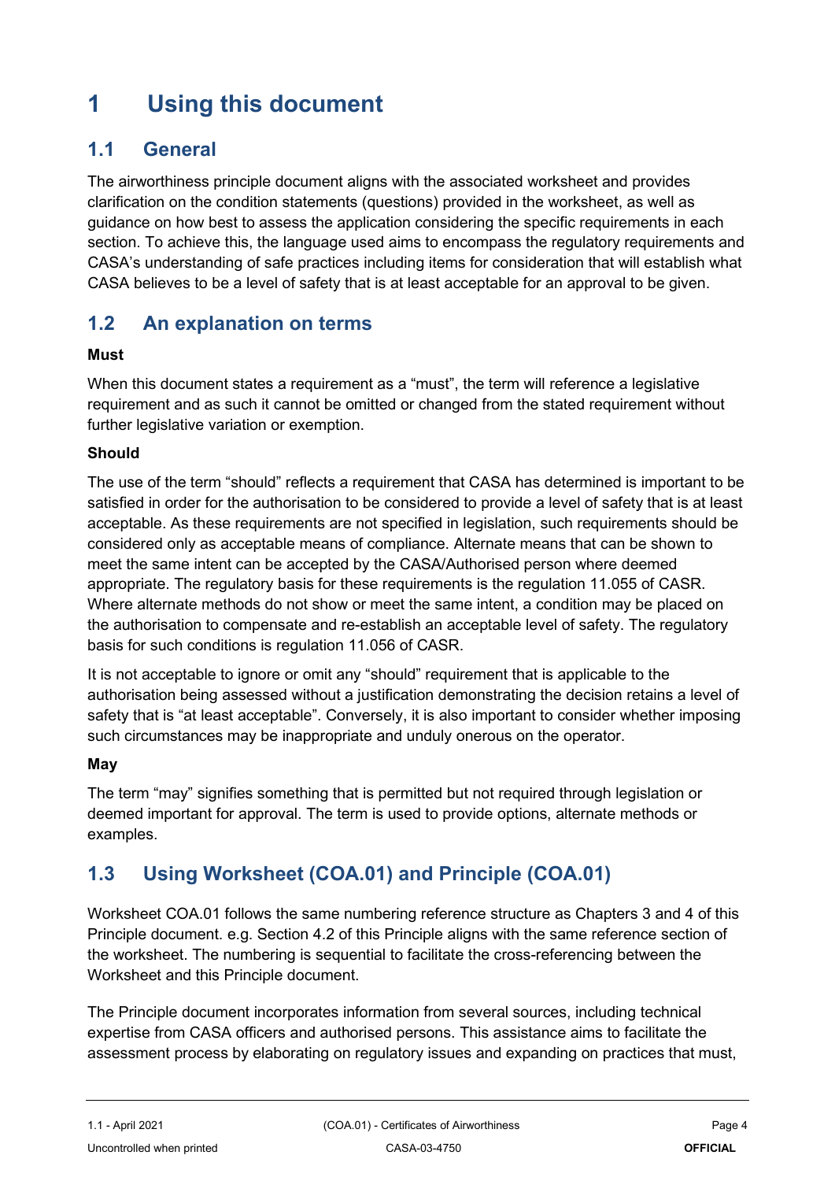# 1 Using this document

## 1.1 General

The airworthiness principle document aligns with the associated worksheet and provides clarification on the condition statements (questions) provided in the worksheet, as well as guidance on how best to assess the application considering the specific requirements in each section. To achieve this, the language used aims to encompass the regulatory requirements and CASA's understanding of safe practices including items for consideration that will establish what CASA believes to be a level of safety that is at least acceptable for an approval to be given.

## 1.2 An explanation on terms

**Must**

When this document states a requirement as a "must", the term will reference a legislative requirement and as such it cannot be omitted or changed from the stated requirement without further legislative variation or exemption.

**Should**

The use of the term "should" reflects a requirement that CASA has determined is important to be satisfied in order for the authorisation to be considered to provide a level of safety that is at least acceptable. As these requirements are not specified in legislation, such requirements should be considered only as acceptable means of compliance. Alternate means that can be shown to meet the same intent can be accepted by the CASA/Authorised person where deemed appropriate. The regulatory basis for these requirements is the regulation 11.055 of CASR. Where alternate methods do not show or meet the same intent, a condition may be placed on the authorisation to compensate and re-establish an acceptable level of safety. The regulatory basis for such conditions is regulation 11.056 of CASR.

It is not acceptable to ignore or omit any "should" requirement that is applicable to the authorisation being assessed without a justification demonstrating the decision retains a level of safety that is "at least acceptable". Conversely, it is also important to consider whether imposing such circumstances may be inappropriate and unduly onerous on the operator.

**May**

The term "may" signifies something that is permitted but not required through legislation or deemed important for approval. The term is used to provide options, alternate methods or examples.

## 1.3 Using Worksheet (COA.01) and Principle (COA.01)

Worksheet COA.01 follows the same numbering reference structure as Chapters 3 and 4 of this Principle document. e.g. Section 4.2 of this Principle aligns with the same reference section of the worksheet. The numbering is sequential to facilitate the cross-referencing between the Worksheet and this Principle document.

The Principle document incorporates information from several sources, including technical expertise from CASA officers and authorised persons. This assistance aims to facilitate the assessment process by elaborating on regulatory issues and expanding on practices that must,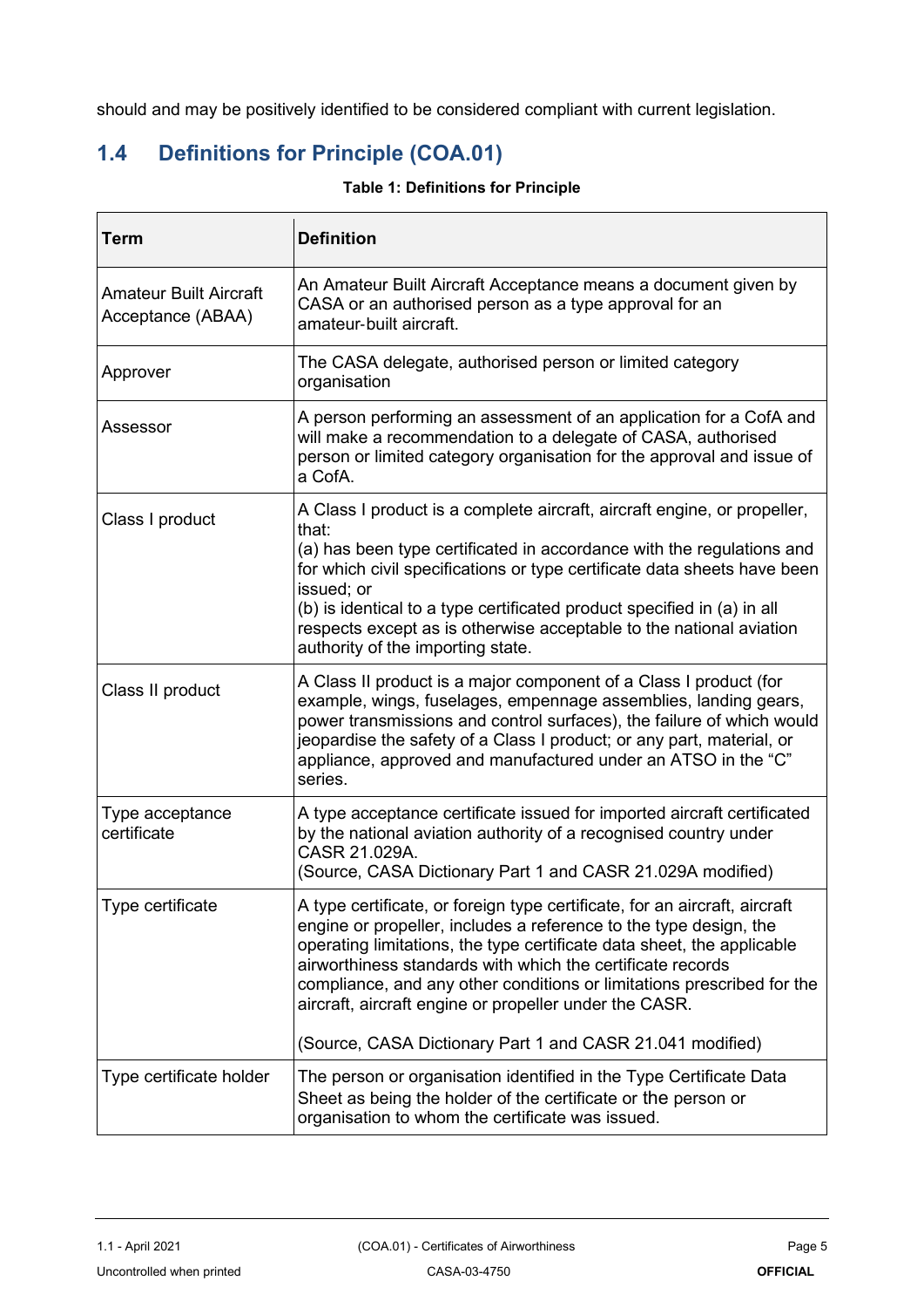should and may be positively identified to be considered compliant with current legislation.

## 1.4 Definitions for Principle (COA.01)

**Table 1: Definitions for Principle**

| Term | Definition |
|---|---|
| Amateur Built Aircraft Acceptance (ABAA) | An Amateur Built Aircraft Acceptance means a document given by CASA or an authorised person as a type approval for an amateur-built aircraft. |
| Approver | The CASA delegate, authorised person or limited category organisation |
| Assessor | A person performing an assessment of an application for a CofA and will make a recommendation to a delegate of CASA, authorised person or limited category organisation for the approval and issue of a CofA. |
| Class I product | A Class I product is a complete aircraft, aircraft engine, or propeller, that:<br>(a) has been type certificated in accordance with the regulations and for which civil specifications or type certificate data sheets have been issued; or<br>(b) is identical to a type certificated product specified in (a) in all respects except as is otherwise acceptable to the national aviation authority of the importing state. |
| Class II product | A Class II product is a major component of a Class I product (for example, wings, fuselages, empennage assemblies, landing gears, power transmissions and control surfaces), the failure of which would jeopardise the safety of a Class I product; or any part, material, or appliance, approved and manufactured under an ATSO in the "C" series. |
| Type acceptance certificate | A type acceptance certificate issued for imported aircraft certificated by the national aviation authority of a recognised country under CASR 21.029A.<br>(Source, CASA Dictionary Part 1 and CASR 21.029A modified) |
| Type certificate | A type certificate, or foreign type certificate, for an aircraft, aircraft engine or propeller, includes a reference to the type design, the operating limitations, the type certificate data sheet, the applicable airworthiness standards with which the certificate records compliance, and any other conditions or limitations prescribed for the aircraft, aircraft engine or propeller under the CASR.<br><br>(Source, CASA Dictionary Part 1 and CASR 21.041 modified) |
| Type certificate holder | The person or organisation identified in the Type Certificate Data Sheet as being the holder of the certificate or the person or organisation to whom the certificate was issued. |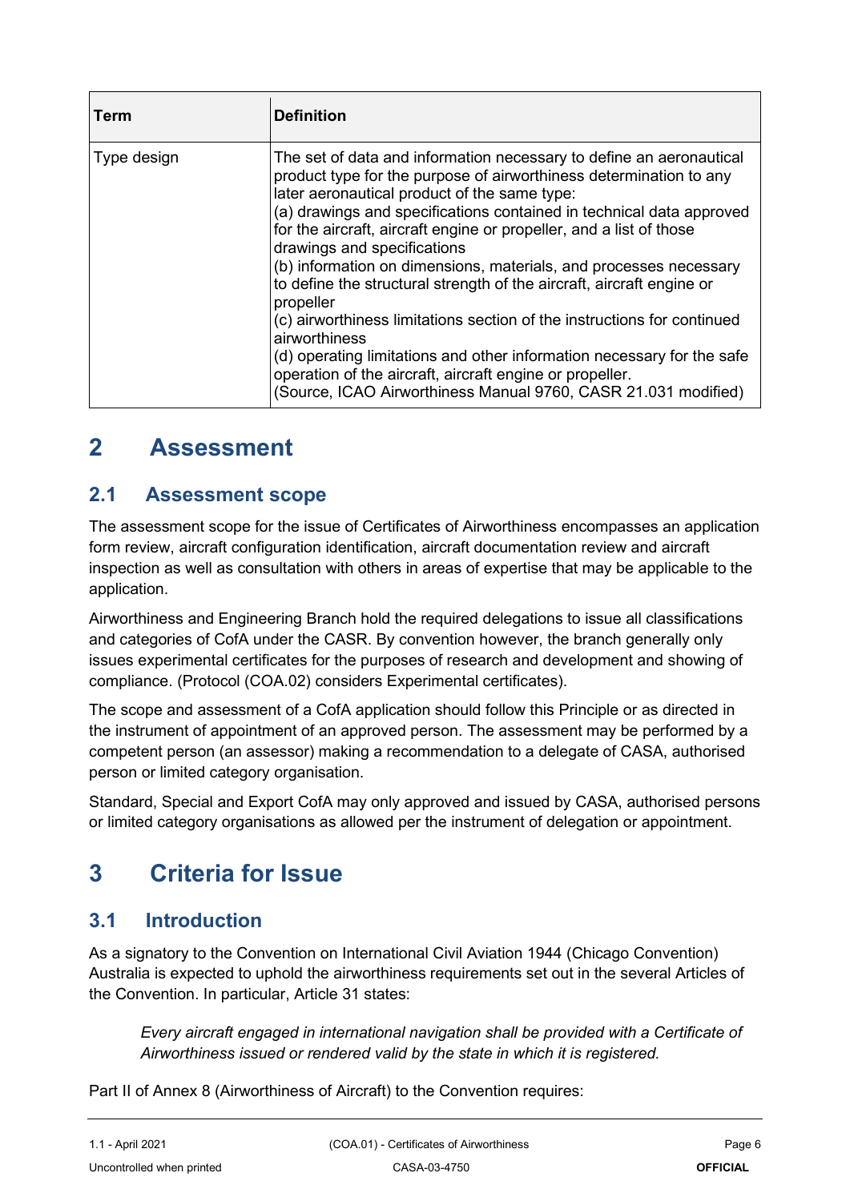| Term | Definition |
| --- | --- |
| Type design | The set of data and information necessary to define an aeronautical product type for the purpose of airworthiness determination to any later aeronautical product of the same type:<br>(a) drawings and specifications contained in technical data approved for the aircraft, aircraft engine or propeller, and a list of those drawings and specifications<br>(b) information on dimensions, materials, and processes necessary to define the structural strength of the aircraft, aircraft engine or propeller<br>(c) airworthiness limitations section of the instructions for continued airworthiness<br>(d) operating limitations and other information necessary for the safe operation of the aircraft, aircraft engine or propeller.<br>(Source, ICAO Airworthiness Manual 9760, CASR 21.031 modified) |

# 2 Assessment

## 2.1 Assessment scope

The assessment scope for the issue of Certificates of Airworthiness encompasses an application form review, aircraft configuration identification, aircraft documentation review and aircraft inspection as well as consultation with others in areas of expertise that may be applicable to the application.

Airworthiness and Engineering Branch hold the required delegations to issue all classifications and categories of CofA under the CASR. By convention however, the branch generally only issues experimental certificates for the purposes of research and development and showing of compliance. (Protocol (COA.02) considers Experimental certificates).

The scope and assessment of a CofA application should follow this Principle or as directed in the instrument of appointment of an approved person. The assessment may be performed by a competent person (an assessor) making a recommendation to a delegate of CASA, authorised person or limited category organisation.

Standard, Special and Export CofA may only approved and issued by CASA, authorised persons or limited category organisations as allowed per the instrument of delegation or appointment.

# 3 Criteria for Issue

## 3.1 Introduction

As a signatory to the Convention on International Civil Aviation 1944 (Chicago Convention) Australia is expected to uphold the airworthiness requirements set out in the several Articles of the Convention. In particular, Article 31 states:

> *Every aircraft engaged in international navigation shall be provided with a Certificate of Airworthiness issued or rendered valid by the state in which it is registered.*

Part II of Annex 8 (Airworthiness of Aircraft) to the Convention requires: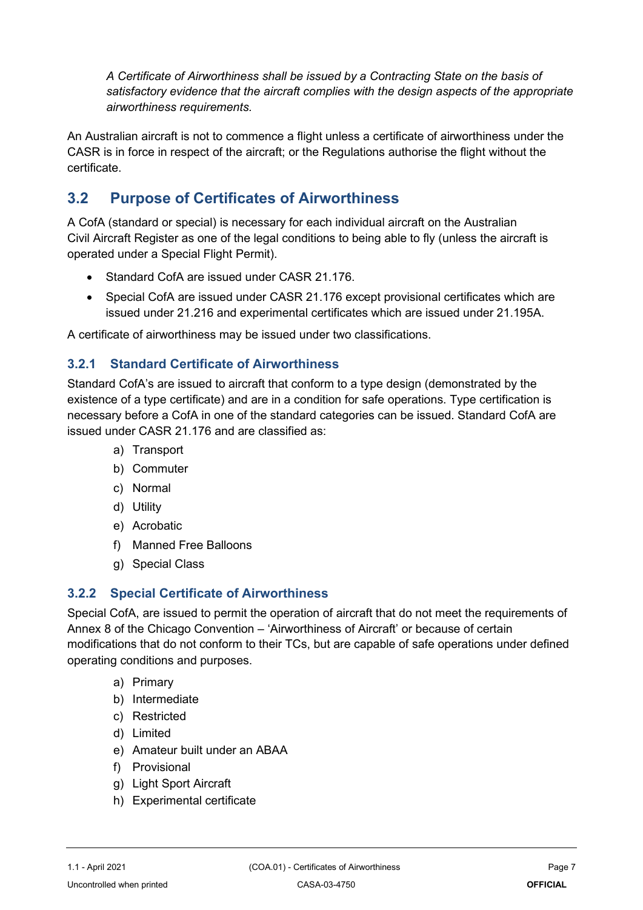*A Certificate of Airworthiness shall be issued by a Contracting State on the basis of satisfactory evidence that the aircraft complies with the design aspects of the appropriate airworthiness requirements.*

An Australian aircraft is not to commence a flight unless a certificate of airworthiness under the CASR is in force in respect of the aircraft; or the Regulations authorise the flight without the certificate.

## 3.2 Purpose of Certificates of Airworthiness

A CofA (standard or special) is necessary for each individual aircraft on the Australian Civil Aircraft Register as one of the legal conditions to being able to fly (unless the aircraft is operated under a Special Flight Permit).

- Standard CofA are issued under CASR 21.176.
- Special CofA are issued under CASR 21.176 except provisional certificates which are issued under 21.216 and experimental certificates which are issued under 21.195A.

A certificate of airworthiness may be issued under two classifications.

### 3.2.1 Standard Certificate of Airworthiness

Standard CofA's are issued to aircraft that conform to a type design (demonstrated by the existence of a type certificate) and are in a condition for safe operations. Type certification is necessary before a CofA in one of the standard categories can be issued. Standard CofA are issued under CASR 21.176 and are classified as:

a) Transport
b) Commuter
c) Normal
d) Utility
e) Acrobatic
f) Manned Free Balloons
g) Special Class

### 3.2.2 Special Certificate of Airworthiness

Special CofA, are issued to permit the operation of aircraft that do not meet the requirements of Annex 8 of the Chicago Convention – 'Airworthiness of Aircraft' or because of certain modifications that do not conform to their TCs, but are capable of safe operations under defined operating conditions and purposes.

a) Primary
b) Intermediate
c) Restricted
d) Limited
e) Amateur built under an ABAA
f) Provisional
g) Light Sport Aircraft
h) Experimental certificate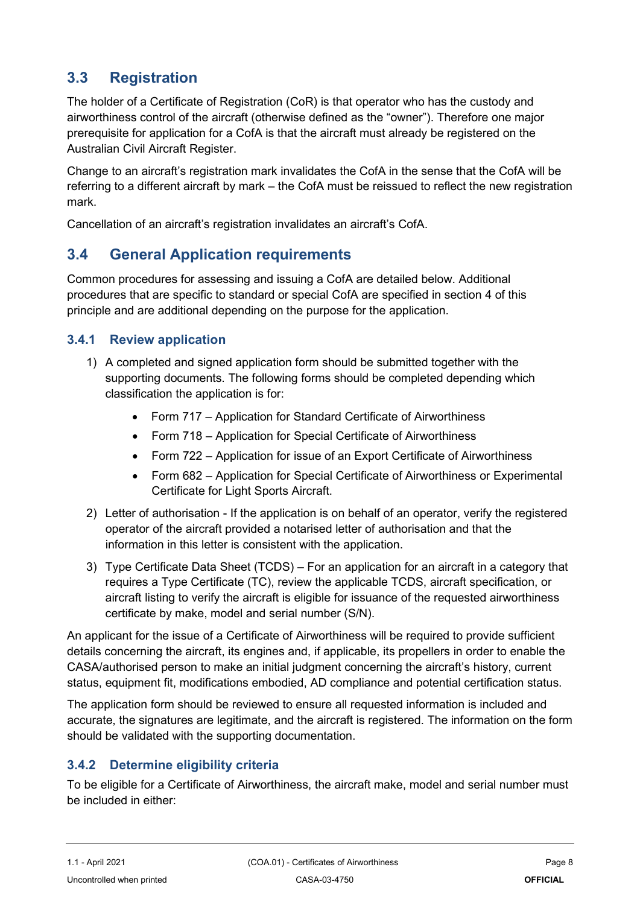## 3.3 Registration

The holder of a Certificate of Registration (CoR) is that operator who has the custody and airworthiness control of the aircraft (otherwise defined as the "owner"). Therefore one major prerequisite for application for a CofA is that the aircraft must already be registered on the Australian Civil Aircraft Register.

Change to an aircraft's registration mark invalidates the CofA in the sense that the CofA will be referring to a different aircraft by mark – the CofA must be reissued to reflect the new registration mark.

Cancellation of an aircraft's registration invalidates an aircraft's CofA.

## 3.4 General Application requirements

Common procedures for assessing and issuing a CofA are detailed below. Additional procedures that are specific to standard or special CofA are specified in section 4 of this principle and are additional depending on the purpose for the application.

### 3.4.1 Review application

1) A completed and signed application form should be submitted together with the supporting documents. The following forms should be completed depending which classification the application is for:
   - Form 717 – Application for Standard Certificate of Airworthiness
   - Form 718 – Application for Special Certificate of Airworthiness
   - Form 722 – Application for issue of an Export Certificate of Airworthiness
   - Form 682 – Application for Special Certificate of Airworthiness or Experimental Certificate for Light Sports Aircraft.
2) Letter of authorisation - If the application is on behalf of an operator, verify the registered operator of the aircraft provided a notarised letter of authorisation and that the information in this letter is consistent with the application.
3) Type Certificate Data Sheet (TCDS) – For an application for an aircraft in a category that requires a Type Certificate (TC), review the applicable TCDS, aircraft specification, or aircraft listing to verify the aircraft is eligible for issuance of the requested airworthiness certificate by make, model and serial number (S/N).

An applicant for the issue of a Certificate of Airworthiness will be required to provide sufficient details concerning the aircraft, its engines and, if applicable, its propellers in order to enable the CASA/authorised person to make an initial judgment concerning the aircraft's history, current status, equipment fit, modifications embodied, AD compliance and potential certification status.

The application form should be reviewed to ensure all requested information is included and accurate, the signatures are legitimate, and the aircraft is registered. The information on the form should be validated with the supporting documentation.

### 3.4.2 Determine eligibility criteria

To be eligible for a Certificate of Airworthiness, the aircraft make, model and serial number must be included in either: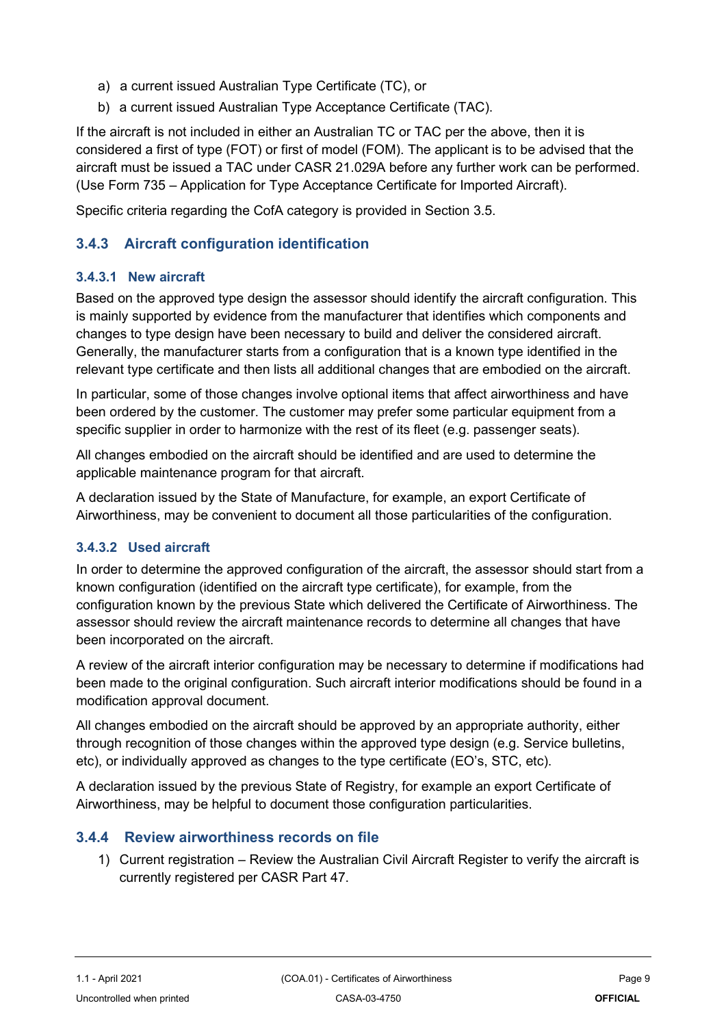a) a current issued Australian Type Certificate (TC), or
b) a current issued Australian Type Acceptance Certificate (TAC).

If the aircraft is not included in either an Australian TC or TAC per the above, then it is considered a first of type (FOT) or first of model (FOM). The applicant is to be advised that the aircraft must be issued a TAC under CASR 21.029A before any further work can be performed. (Use Form 735 – Application for Type Acceptance Certificate for Imported Aircraft).

Specific criteria regarding the CofA category is provided in Section 3.5.

### 3.4.3 Aircraft configuration identification

#### 3.4.3.1 New aircraft

Based on the approved type design the assessor should identify the aircraft configuration. This is mainly supported by evidence from the manufacturer that identifies which components and changes to type design have been necessary to build and deliver the considered aircraft. Generally, the manufacturer starts from a configuration that is a known type identified in the relevant type certificate and then lists all additional changes that are embodied on the aircraft.

In particular, some of those changes involve optional items that affect airworthiness and have been ordered by the customer. The customer may prefer some particular equipment from a specific supplier in order to harmonize with the rest of its fleet (e.g. passenger seats).

All changes embodied on the aircraft should be identified and are used to determine the applicable maintenance program for that aircraft.

A declaration issued by the State of Manufacture, for example, an export Certificate of Airworthiness, may be convenient to document all those particularities of the configuration.

#### 3.4.3.2 Used aircraft

In order to determine the approved configuration of the aircraft, the assessor should start from a known configuration (identified on the aircraft type certificate), for example, from the configuration known by the previous State which delivered the Certificate of Airworthiness. The assessor should review the aircraft maintenance records to determine all changes that have been incorporated on the aircraft.

A review of the aircraft interior configuration may be necessary to determine if modifications had been made to the original configuration. Such aircraft interior modifications should be found in a modification approval document.

All changes embodied on the aircraft should be approved by an appropriate authority, either through recognition of those changes within the approved type design (e.g. Service bulletins, etc), or individually approved as changes to the type certificate (EO's, STC, etc).

A declaration issued by the previous State of Registry, for example an export Certificate of Airworthiness, may be helpful to document those configuration particularities.

### 3.4.4 Review airworthiness records on file

1) Current registration – Review the Australian Civil Aircraft Register to verify the aircraft is currently registered per CASR Part 47.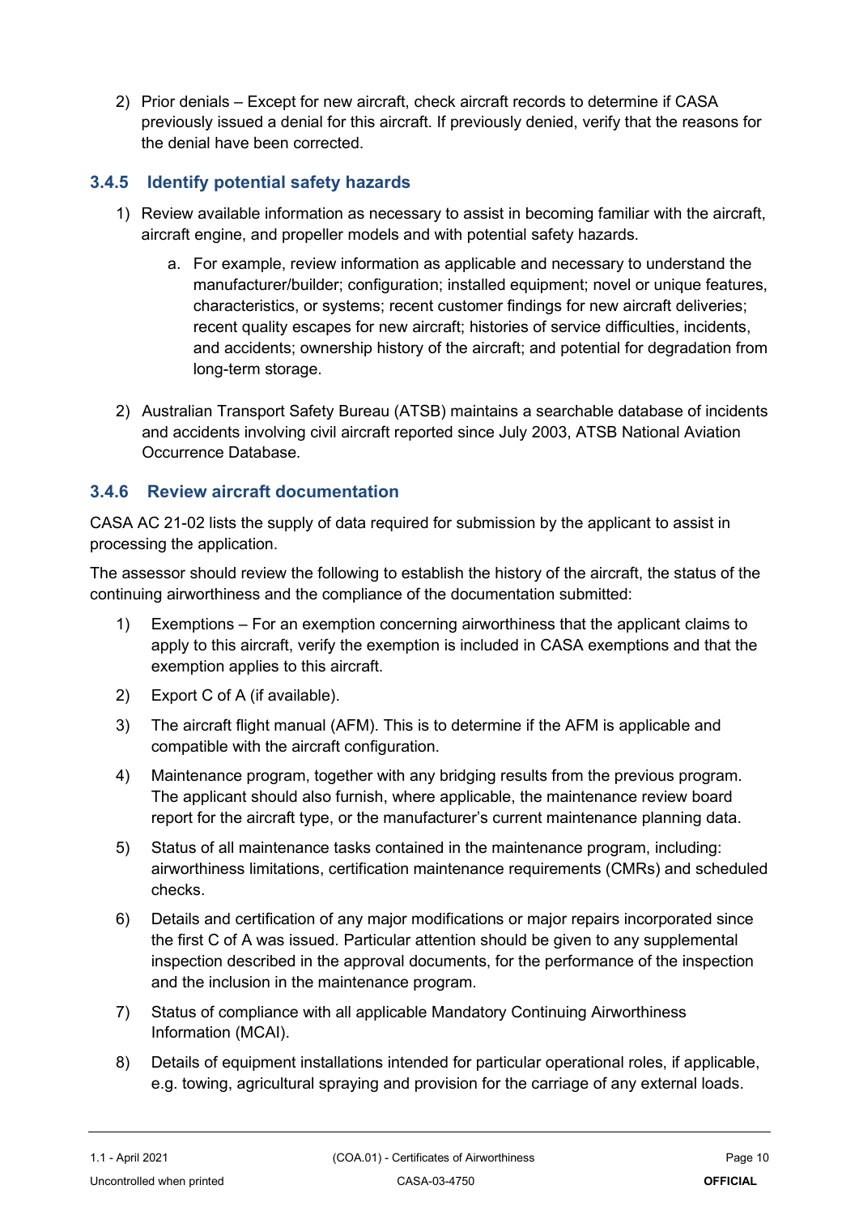2) Prior denials – Except for new aircraft, check aircraft records to determine if CASA previously issued a denial for this aircraft. If previously denied, verify that the reasons for the denial have been corrected.

### 3.4.5 Identify potential safety hazards

1) Review available information as necessary to assist in becoming familiar with the aircraft, aircraft engine, and propeller models and with potential safety hazards.

    a. For example, review information as applicable and necessary to understand the manufacturer/builder; configuration; installed equipment; novel or unique features, characteristics, or systems; recent customer findings for new aircraft deliveries; recent quality escapes for new aircraft; histories of service difficulties, incidents, and accidents; ownership history of the aircraft; and potential for degradation from long-term storage.

2) Australian Transport Safety Bureau (ATSB) maintains a searchable database of incidents and accidents involving civil aircraft reported since July 2003, ATSB National Aviation Occurrence Database.

### 3.4.6 Review aircraft documentation

CASA AC 21-02 lists the supply of data required for submission by the applicant to assist in processing the application.

The assessor should review the following to establish the history of the aircraft, the status of the continuing airworthiness and the compliance of the documentation submitted:

1) Exemptions – For an exemption concerning airworthiness that the applicant claims to apply to this aircraft, verify the exemption is included in CASA exemptions and that the exemption applies to this aircraft.
2) Export C of A (if available).
3) The aircraft flight manual (AFM). This is to determine if the AFM is applicable and compatible with the aircraft configuration.
4) Maintenance program, together with any bridging results from the previous program. The applicant should also furnish, where applicable, the maintenance review board report for the aircraft type, or the manufacturer's current maintenance planning data.
5) Status of all maintenance tasks contained in the maintenance program, including: airworthiness limitations, certification maintenance requirements (CMRs) and scheduled checks.
6) Details and certification of any major modifications or major repairs incorporated since the first C of A was issued. Particular attention should be given to any supplemental inspection described in the approval documents, for the performance of the inspection and the inclusion in the maintenance program.
7) Status of compliance with all applicable Mandatory Continuing Airworthiness Information (MCAI).
8) Details of equipment installations intended for particular operational roles, if applicable, e.g. towing, agricultural spraying and provision for the carriage of any external loads.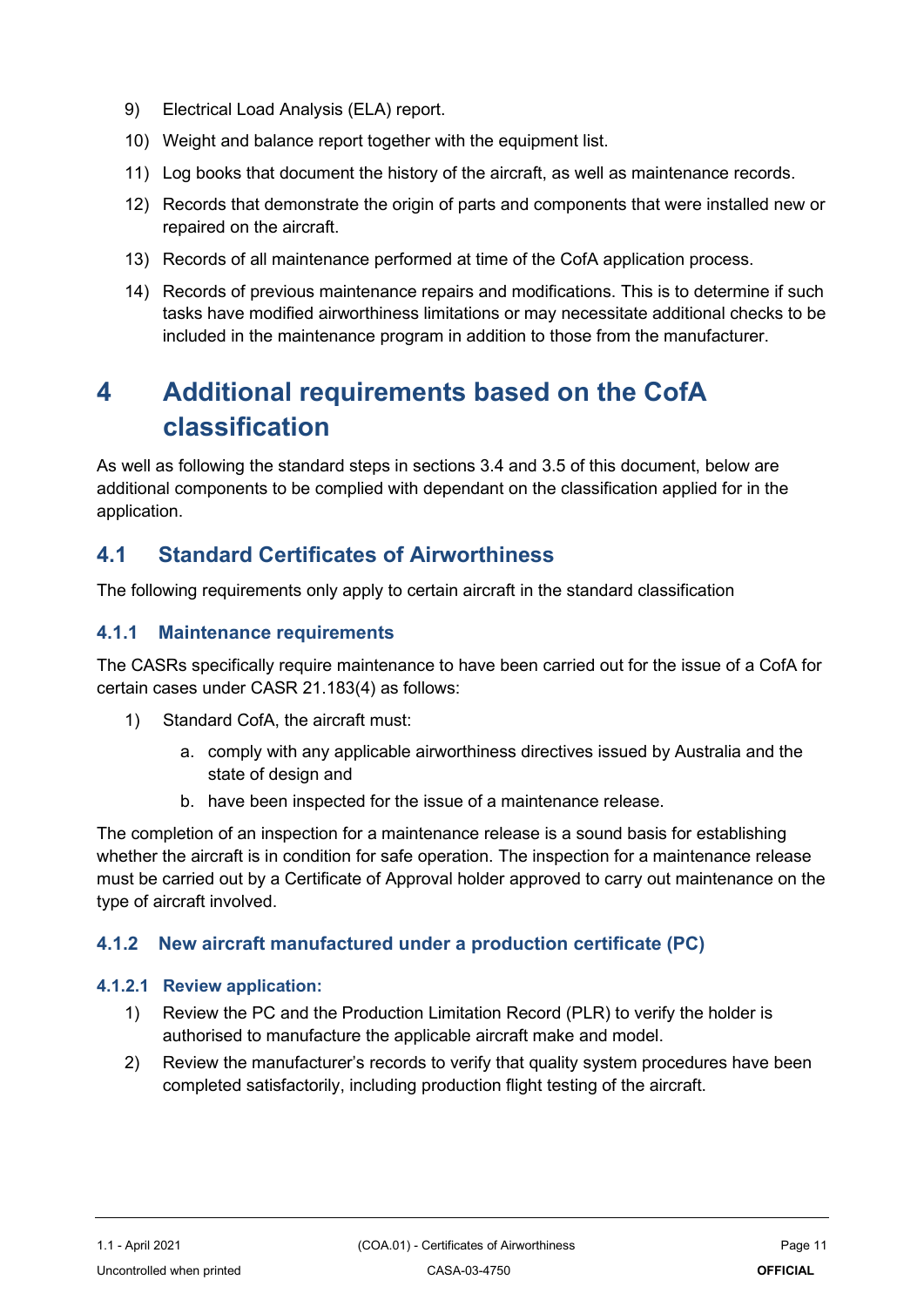9) Electrical Load Analysis (ELA) report.
10) Weight and balance report together with the equipment list.
11) Log books that document the history of the aircraft, as well as maintenance records.
12) Records that demonstrate the origin of parts and components that were installed new or repaired on the aircraft.
13) Records of all maintenance performed at time of the CofA application process.
14) Records of previous maintenance repairs and modifications. This is to determine if such tasks have modified airworthiness limitations or may necessitate additional checks to be included in the maintenance program in addition to those from the manufacturer.

# 4 Additional requirements based on the CofA classification

As well as following the standard steps in sections 3.4 and 3.5 of this document, below are additional components to be complied with dependant on the classification applied for in the application.

## 4.1 Standard Certificates of Airworthiness

The following requirements only apply to certain aircraft in the standard classification

### 4.1.1 Maintenance requirements

The CASRs specifically require maintenance to have been carried out for the issue of a CofA for certain cases under CASR 21.183(4) as follows:

1) Standard CofA, the aircraft must:
    a. comply with any applicable airworthiness directives issued by Australia and the state of design and
    b. have been inspected for the issue of a maintenance release.

The completion of an inspection for a maintenance release is a sound basis for establishing whether the aircraft is in condition for safe operation. The inspection for a maintenance release must be carried out by a Certificate of Approval holder approved to carry out maintenance on the type of aircraft involved.

### 4.1.2 New aircraft manufactured under a production certificate (PC)

#### 4.1.2.1 Review application:

1) Review the PC and the Production Limitation Record (PLR) to verify the holder is authorised to manufacture the applicable aircraft make and model.
2) Review the manufacturer's records to verify that quality system procedures have been completed satisfactorily, including production flight testing of the aircraft.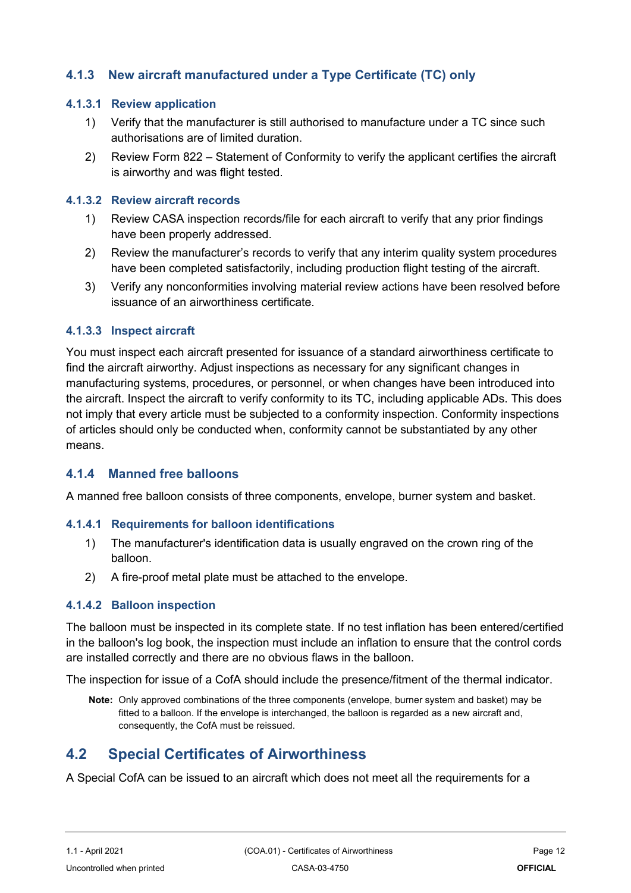### 4.1.3 New aircraft manufactured under a Type Certificate (TC) only

#### 4.1.3.1 Review application

1) Verify that the manufacturer is still authorised to manufacture under a TC since such authorisations are of limited duration.
2) Review Form 822 – Statement of Conformity to verify the applicant certifies the aircraft is airworthy and was flight tested.

#### 4.1.3.2 Review aircraft records

1) Review CASA inspection records/file for each aircraft to verify that any prior findings have been properly addressed.
2) Review the manufacturer's records to verify that any interim quality system procedures have been completed satisfactorily, including production flight testing of the aircraft.
3) Verify any nonconformities involving material review actions have been resolved before issuance of an airworthiness certificate.

#### 4.1.3.3 Inspect aircraft

You must inspect each aircraft presented for issuance of a standard airworthiness certificate to find the aircraft airworthy. Adjust inspections as necessary for any significant changes in manufacturing systems, procedures, or personnel, or when changes have been introduced into the aircraft. Inspect the aircraft to verify conformity to its TC, including applicable ADs. This does not imply that every article must be subjected to a conformity inspection. Conformity inspections of articles should only be conducted when, conformity cannot be substantiated by any other means.

### 4.1.4 Manned free balloons

A manned free balloon consists of three components, envelope, burner system and basket.

#### 4.1.4.1 Requirements for balloon identifications

1) The manufacturer's identification data is usually engraved on the crown ring of the balloon.
2) A fire-proof metal plate must be attached to the envelope.

#### 4.1.4.2 Balloon inspection

The balloon must be inspected in its complete state. If no test inflation has been entered/certified in the balloon's log book, the inspection must include an inflation to ensure that the control cords are installed correctly and there are no obvious flaws in the balloon.

The inspection for issue of a CofA should include the presence/fitment of the thermal indicator.

> **Note:** Only approved combinations of the three components (envelope, burner system and basket) may be fitted to a balloon. If the envelope is interchanged, the balloon is regarded as a new aircraft and, consequently, the CofA must be reissued.

## 4.2 Special Certificates of Airworthiness

A Special CofA can be issued to an aircraft which does not meet all the requirements for a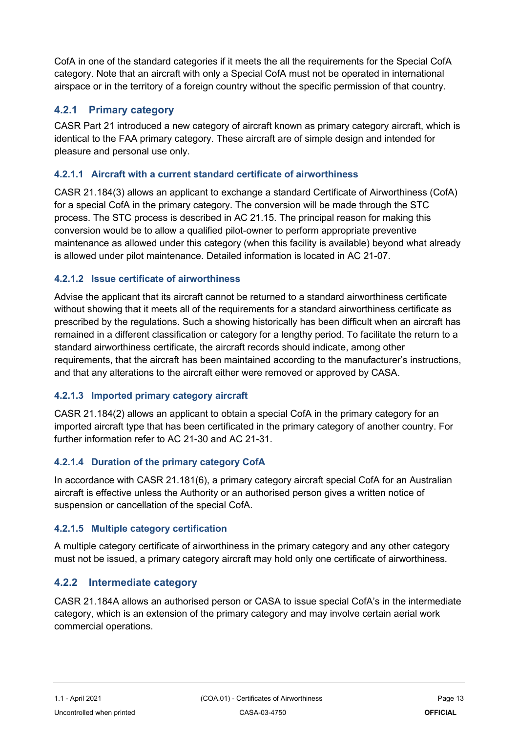CofA in one of the standard categories if it meets the all the requirements for the Special CofA category. Note that an aircraft with only a Special CofA must not be operated in international airspace or in the territory of a foreign country without the specific permission of that country.

### 4.2.1 Primary category

CASR Part 21 introduced a new category of aircraft known as primary category aircraft, which is identical to the FAA primary category. These aircraft are of simple design and intended for pleasure and personal use only.

#### 4.2.1.1 Aircraft with a current standard certificate of airworthiness

CASR 21.184(3) allows an applicant to exchange a standard Certificate of Airworthiness (CofA) for a special CofA in the primary category. The conversion will be made through the STC process. The STC process is described in AC 21.15. The principal reason for making this conversion would be to allow a qualified pilot-owner to perform appropriate preventive maintenance as allowed under this category (when this facility is available) beyond what already is allowed under pilot maintenance. Detailed information is located in AC 21-07.

#### 4.2.1.2 Issue certificate of airworthiness

Advise the applicant that its aircraft cannot be returned to a standard airworthiness certificate without showing that it meets all of the requirements for a standard airworthiness certificate as prescribed by the regulations. Such a showing historically has been difficult when an aircraft has remained in a different classification or category for a lengthy period. To facilitate the return to a standard airworthiness certificate, the aircraft records should indicate, among other requirements, that the aircraft has been maintained according to the manufacturer's instructions, and that any alterations to the aircraft either were removed or approved by CASA.

#### 4.2.1.3 Imported primary category aircraft

CASR 21.184(2) allows an applicant to obtain a special CofA in the primary category for an imported aircraft type that has been certificated in the primary category of another country. For further information refer to AC 21-30 and AC 21-31.

#### 4.2.1.4 Duration of the primary category CofA

In accordance with CASR 21.181(6), a primary category aircraft special CofA for an Australian aircraft is effective unless the Authority or an authorised person gives a written notice of suspension or cancellation of the special CofA.

#### 4.2.1.5 Multiple category certification

A multiple category certificate of airworthiness in the primary category and any other category must not be issued, a primary category aircraft may hold only one certificate of airworthiness.

### 4.2.2 Intermediate category

CASR 21.184A allows an authorised person or CASA to issue special CofA's in the intermediate category, which is an extension of the primary category and may involve certain aerial work commercial operations.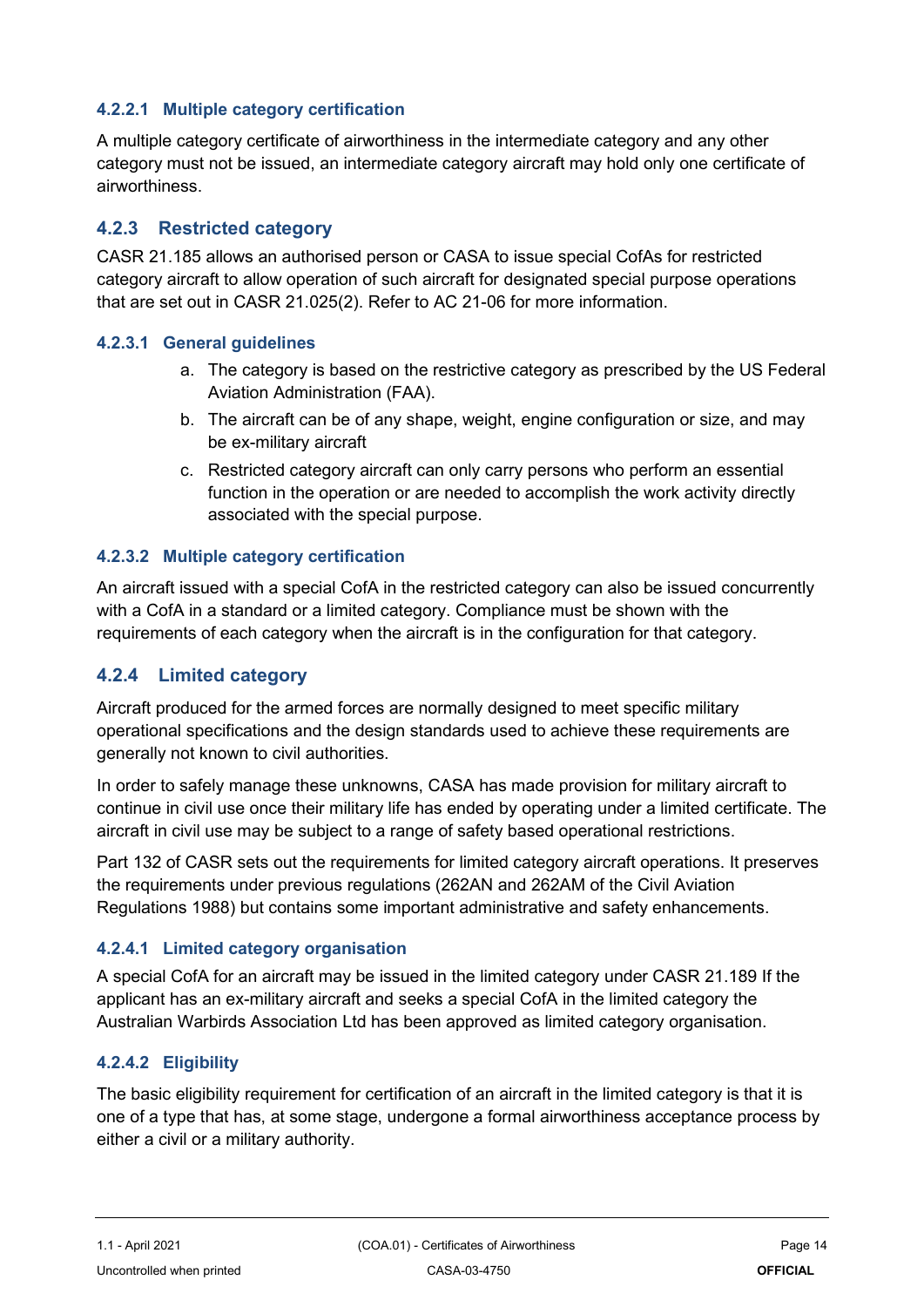#### 4.2.2.1 Multiple category certification

A multiple category certificate of airworthiness in the intermediate category and any other category must not be issued, an intermediate category aircraft may hold only one certificate of airworthiness.

### 4.2.3 Restricted category

CASR 21.185 allows an authorised person or CASA to issue special CofAs for restricted category aircraft to allow operation of such aircraft for designated special purpose operations that are set out in CASR 21.025(2). Refer to AC 21-06 for more information.

#### 4.2.3.1 General guidelines

a. The category is based on the restrictive category as prescribed by the US Federal Aviation Administration (FAA).
b. The aircraft can be of any shape, weight, engine configuration or size, and may be ex-military aircraft
c. Restricted category aircraft can only carry persons who perform an essential function in the operation or are needed to accomplish the work activity directly associated with the special purpose.

#### 4.2.3.2 Multiple category certification

An aircraft issued with a special CofA in the restricted category can also be issued concurrently with a CofA in a standard or a limited category. Compliance must be shown with the requirements of each category when the aircraft is in the configuration for that category.

### 4.2.4 Limited category

Aircraft produced for the armed forces are normally designed to meet specific military operational specifications and the design standards used to achieve these requirements are generally not known to civil authorities.

In order to safely manage these unknowns, CASA has made provision for military aircraft to continue in civil use once their military life has ended by operating under a limited certificate. The aircraft in civil use may be subject to a range of safety based operational restrictions.

Part 132 of CASR sets out the requirements for limited category aircraft operations. It preserves the requirements under previous regulations (262AN and 262AM of the Civil Aviation Regulations 1988) but contains some important administrative and safety enhancements.

#### 4.2.4.1 Limited category organisation

A special CofA for an aircraft may be issued in the limited category under CASR 21.189 If the applicant has an ex-military aircraft and seeks a special CofA in the limited category the Australian Warbirds Association Ltd has been approved as limited category organisation.

#### 4.2.4.2 Eligibility

The basic eligibility requirement for certification of an aircraft in the limited category is that it is one of a type that has, at some stage, undergone a formal airworthiness acceptance process by either a civil or a military authority.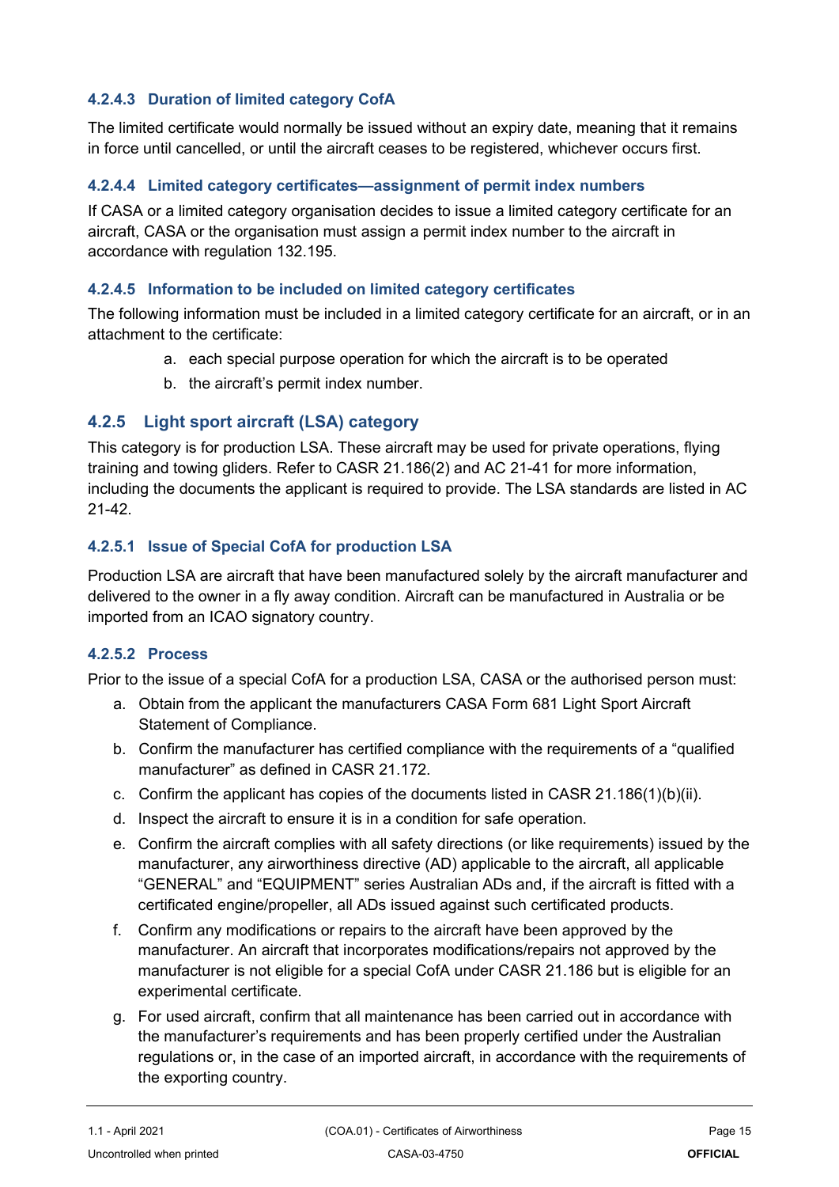#### 4.2.4.3 Duration of limited category CofA

The limited certificate would normally be issued without an expiry date, meaning that it remains in force until cancelled, or until the aircraft ceases to be registered, whichever occurs first.

#### 4.2.4.4 Limited category certificates—assignment of permit index numbers

If CASA or a limited category organisation decides to issue a limited category certificate for an aircraft, CASA or the organisation must assign a permit index number to the aircraft in accordance with regulation 132.195.

#### 4.2.4.5 Information to be included on limited category certificates

The following information must be included in a limited category certificate for an aircraft, or in an attachment to the certificate:

a. each special purpose operation for which the aircraft is to be operated
b. the aircraft's permit index number.

### 4.2.5 Light sport aircraft (LSA) category

This category is for production LSA. These aircraft may be used for private operations, flying training and towing gliders. Refer to CASR 21.186(2) and AC 21-41 for more information, including the documents the applicant is required to provide. The LSA standards are listed in AC 21-42.

#### 4.2.5.1 Issue of Special CofA for production LSA

Production LSA are aircraft that have been manufactured solely by the aircraft manufacturer and delivered to the owner in a fly away condition. Aircraft can be manufactured in Australia or be imported from an ICAO signatory country.

#### 4.2.5.2 Process

Prior to the issue of a special CofA for a production LSA, CASA or the authorised person must:

a. Obtain from the applicant the manufacturers CASA Form 681 Light Sport Aircraft Statement of Compliance.
b. Confirm the manufacturer has certified compliance with the requirements of a "qualified manufacturer" as defined in CASR 21.172.
c. Confirm the applicant has copies of the documents listed in CASR 21.186(1)(b)(ii).
d. Inspect the aircraft to ensure it is in a condition for safe operation.
e. Confirm the aircraft complies with all safety directions (or like requirements) issued by the manufacturer, any airworthiness directive (AD) applicable to the aircraft, all applicable "GENERAL" and "EQUIPMENT" series Australian ADs and, if the aircraft is fitted with a certificated engine/propeller, all ADs issued against such certificated products.
f. Confirm any modifications or repairs to the aircraft have been approved by the manufacturer. An aircraft that incorporates modifications/repairs not approved by the manufacturer is not eligible for a special CofA under CASR 21.186 but is eligible for an experimental certificate.
g. For used aircraft, confirm that all maintenance has been carried out in accordance with the manufacturer's requirements and has been properly certified under the Australian regulations or, in the case of an imported aircraft, in accordance with the requirements of the exporting country.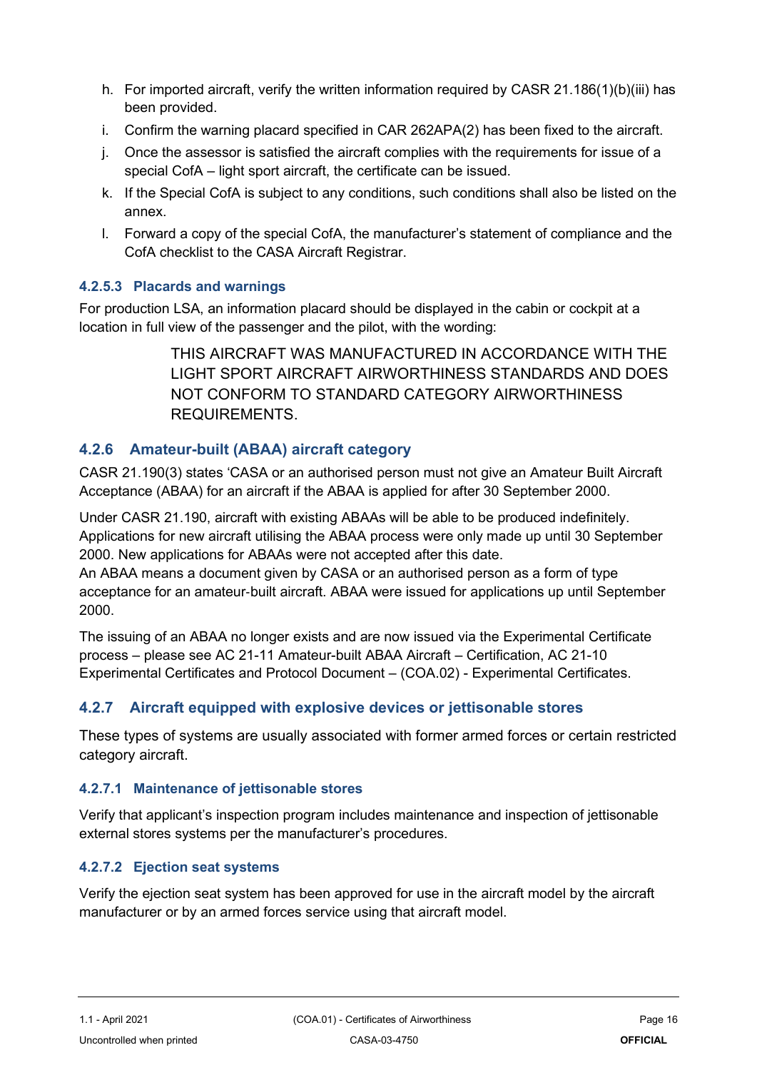h. For imported aircraft, verify the written information required by CASR 21.186(1)(b)(iii) has been provided.
i. Confirm the warning placard specified in CAR 262APA(2) has been fixed to the aircraft.
j. Once the assessor is satisfied the aircraft complies with the requirements for issue of a special CofA – light sport aircraft, the certificate can be issued.
k. If the Special CofA is subject to any conditions, such conditions shall also be listed on the annex.
l. Forward a copy of the special CofA, the manufacturer's statement of compliance and the CofA checklist to the CASA Aircraft Registrar.

#### 4.2.5.3 Placards and warnings

For production LSA, an information placard should be displayed in the cabin or cockpit at a location in full view of the passenger and the pilot, with the wording:

> THIS AIRCRAFT WAS MANUFACTURED IN ACCORDANCE WITH THE LIGHT SPORT AIRCRAFT AIRWORTHINESS STANDARDS AND DOES NOT CONFORM TO STANDARD CATEGORY AIRWORTHINESS REQUIREMENTS.

### 4.2.6 Amateur-built (ABAA) aircraft category

CASR 21.190(3) states 'CASA or an authorised person must not give an Amateur Built Aircraft Acceptance (ABAA) for an aircraft if the ABAA is applied for after 30 September 2000.

Under CASR 21.190, aircraft with existing ABAAs will be able to be produced indefinitely. Applications for new aircraft utilising the ABAA process were only made up until 30 September 2000. New applications for ABAAs were not accepted after this date.
An ABAA means a document given by CASA or an authorised person as a form of type acceptance for an amateur-built aircraft. ABAA were issued for applications up until September 2000.

The issuing of an ABAA no longer exists and are now issued via the Experimental Certificate process – please see AC 21-11 Amateur-built ABAA Aircraft – Certification, AC 21-10 Experimental Certificates and Protocol Document – (COA.02) - Experimental Certificates.

### 4.2.7 Aircraft equipped with explosive devices or jettisonable stores

These types of systems are usually associated with former armed forces or certain restricted category aircraft.

#### 4.2.7.1 Maintenance of jettisonable stores

Verify that applicant's inspection program includes maintenance and inspection of jettisonable external stores systems per the manufacturer's procedures.

#### 4.2.7.2 Ejection seat systems

Verify the ejection seat system has been approved for use in the aircraft model by the aircraft manufacturer or by an armed forces service using that aircraft model.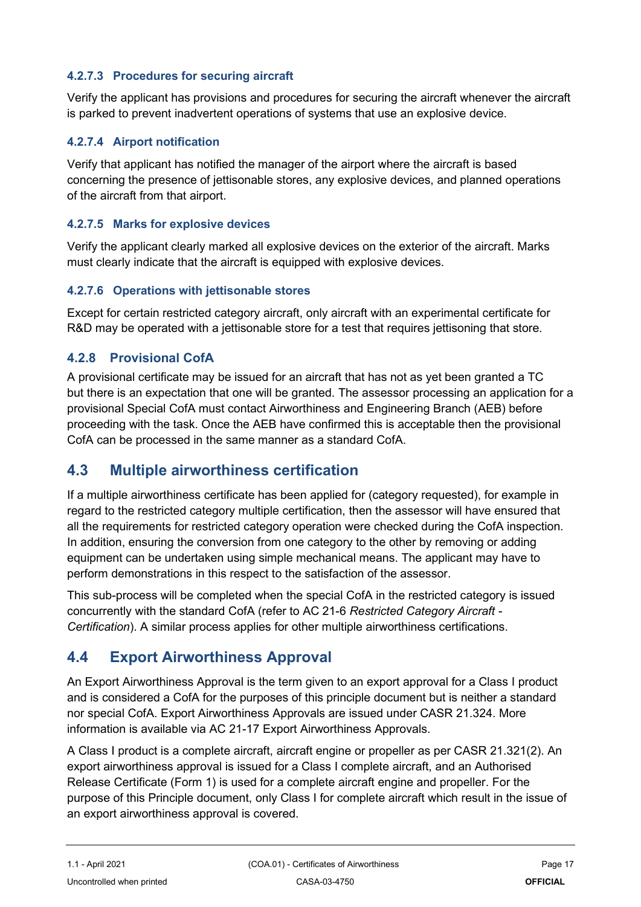#### 4.2.7.3 Procedures for securing aircraft

Verify the applicant has provisions and procedures for securing the aircraft whenever the aircraft is parked to prevent inadvertent operations of systems that use an explosive device.

#### 4.2.7.4 Airport notification

Verify that applicant has notified the manager of the airport where the aircraft is based concerning the presence of jettisonable stores, any explosive devices, and planned operations of the aircraft from that airport.

#### 4.2.7.5 Marks for explosive devices

Verify the applicant clearly marked all explosive devices on the exterior of the aircraft. Marks must clearly indicate that the aircraft is equipped with explosive devices.

#### 4.2.7.6 Operations with jettisonable stores

Except for certain restricted category aircraft, only aircraft with an experimental certificate for R&D may be operated with a jettisonable store for a test that requires jettisoning that store.

### 4.2.8 Provisional CofA

A provisional certificate may be issued for an aircraft that has not as yet been granted a TC but there is an expectation that one will be granted. The assessor processing an application for a provisional Special CofA must contact Airworthiness and Engineering Branch (AEB) before proceeding with the task. Once the AEB have confirmed this is acceptable then the provisional CofA can be processed in the same manner as a standard CofA.

## 4.3 Multiple airworthiness certification

If a multiple airworthiness certificate has been applied for (category requested), for example in regard to the restricted category multiple certification, then the assessor will have ensured that all the requirements for restricted category operation were checked during the CofA inspection. In addition, ensuring the conversion from one category to the other by removing or adding equipment can be undertaken using simple mechanical means. The applicant may have to perform demonstrations in this respect to the satisfaction of the assessor.

This sub-process will be completed when the special CofA in the restricted category is issued concurrently with the standard CofA (refer to AC 21-6 *Restricted Category Aircraft - Certification*). A similar process applies for other multiple airworthiness certifications.

## 4.4 Export Airworthiness Approval

An Export Airworthiness Approval is the term given to an export approval for a Class I product and is considered a CofA for the purposes of this principle document but is neither a standard nor special CofA. Export Airworthiness Approvals are issued under CASR 21.324. More information is available via AC 21-17 Export Airworthiness Approvals.

A Class I product is a complete aircraft, aircraft engine or propeller as per CASR 21.321(2). An export airworthiness approval is issued for a Class I complete aircraft, and an Authorised Release Certificate (Form 1) is used for a complete aircraft engine and propeller. For the purpose of this Principle document, only Class I for complete aircraft which result in the issue of an export airworthiness approval is covered.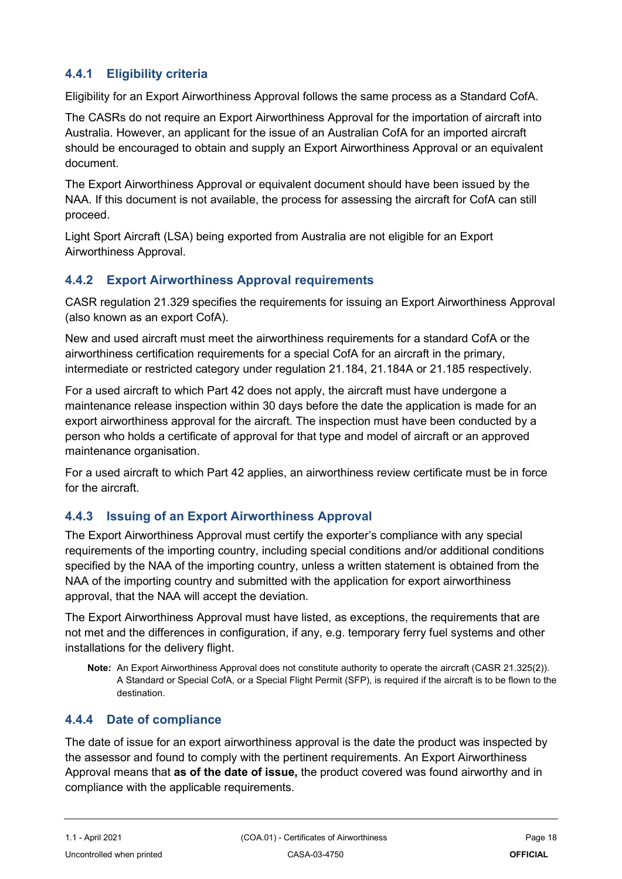### 4.4.1 Eligibility criteria

Eligibility for an Export Airworthiness Approval follows the same process as a Standard CofA.

The CASRs do not require an Export Airworthiness Approval for the importation of aircraft into Australia. However, an applicant for the issue of an Australian CofA for an imported aircraft should be encouraged to obtain and supply an Export Airworthiness Approval or an equivalent document.

The Export Airworthiness Approval or equivalent document should have been issued by the NAA. If this document is not available, the process for assessing the aircraft for CofA can still proceed.

Light Sport Aircraft (LSA) being exported from Australia are not eligible for an Export Airworthiness Approval.

### 4.4.2 Export Airworthiness Approval requirements

CASR regulation 21.329 specifies the requirements for issuing an Export Airworthiness Approval (also known as an export CofA).

New and used aircraft must meet the airworthiness requirements for a standard CofA or the airworthiness certification requirements for a special CofA for an aircraft in the primary, intermediate or restricted category under regulation 21.184, 21.184A or 21.185 respectively.

For a used aircraft to which Part 42 does not apply, the aircraft must have undergone a maintenance release inspection within 30 days before the date the application is made for an export airworthiness approval for the aircraft. The inspection must have been conducted by a person who holds a certificate of approval for that type and model of aircraft or an approved maintenance organisation.

For a used aircraft to which Part 42 applies, an airworthiness review certificate must be in force for the aircraft.

### 4.4.3 Issuing of an Export Airworthiness Approval

The Export Airworthiness Approval must certify the exporter's compliance with any special requirements of the importing country, including special conditions and/or additional conditions specified by the NAA of the importing country, unless a written statement is obtained from the NAA of the importing country and submitted with the application for export airworthiness approval, that the NAA will accept the deviation.

The Export Airworthiness Approval must have listed, as exceptions, the requirements that are not met and the differences in configuration, if any, e.g. temporary ferry fuel systems and other installations for the delivery flight.

> **Note:** An Export Airworthiness Approval does not constitute authority to operate the aircraft (CASR 21.325(2)). A Standard or Special CofA, or a Special Flight Permit (SFP), is required if the aircraft is to be flown to the destination.

### 4.4.4 Date of compliance

The date of issue for an export airworthiness approval is the date the product was inspected by the assessor and found to comply with the pertinent requirements. An Export Airworthiness Approval means that **as of the date of issue,** the product covered was found airworthy and in compliance with the applicable requirements.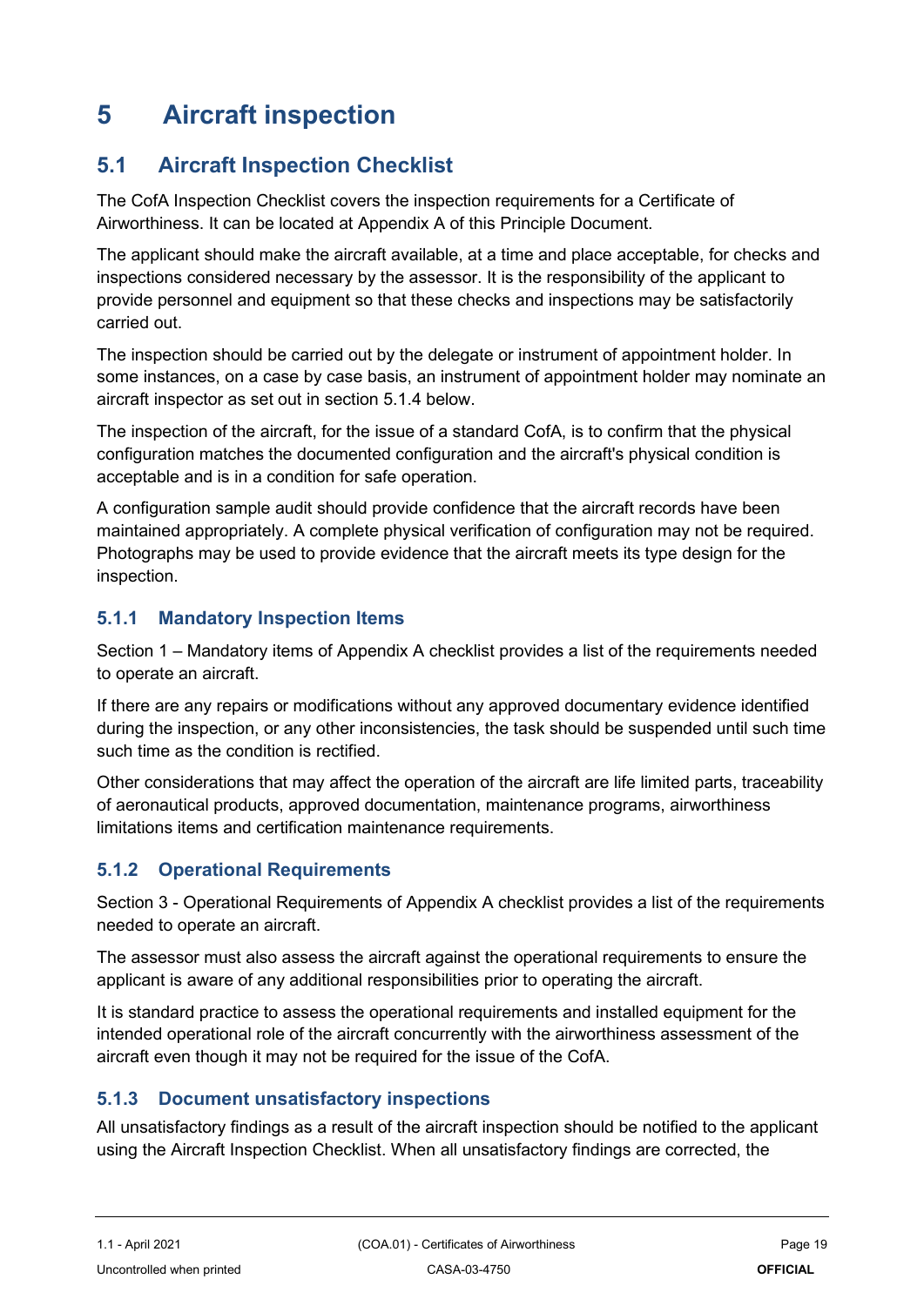# 5 Aircraft inspection

## 5.1 Aircraft Inspection Checklist

The CofA Inspection Checklist covers the inspection requirements for a Certificate of Airworthiness. It can be located at Appendix A of this Principle Document.

The applicant should make the aircraft available, at a time and place acceptable, for checks and inspections considered necessary by the assessor. It is the responsibility of the applicant to provide personnel and equipment so that these checks and inspections may be satisfactorily carried out.

The inspection should be carried out by the delegate or instrument of appointment holder. In some instances, on a case by case basis, an instrument of appointment holder may nominate an aircraft inspector as set out in section 5.1.4 below.

The inspection of the aircraft, for the issue of a standard CofA, is to confirm that the physical configuration matches the documented configuration and the aircraft's physical condition is acceptable and is in a condition for safe operation.

A configuration sample audit should provide confidence that the aircraft records have been maintained appropriately. A complete physical verification of configuration may not be required. Photographs may be used to provide evidence that the aircraft meets its type design for the inspection.

### 5.1.1 Mandatory Inspection Items

Section 1 – Mandatory items of Appendix A checklist provides a list of the requirements needed to operate an aircraft.

If there are any repairs or modifications without any approved documentary evidence identified during the inspection, or any other inconsistencies, the task should be suspended until such time such time as the condition is rectified.

Other considerations that may affect the operation of the aircraft are life limited parts, traceability of aeronautical products, approved documentation, maintenance programs, airworthiness limitations items and certification maintenance requirements.

### 5.1.2 Operational Requirements

Section 3 - Operational Requirements of Appendix A checklist provides a list of the requirements needed to operate an aircraft.

The assessor must also assess the aircraft against the operational requirements to ensure the applicant is aware of any additional responsibilities prior to operating the aircraft.

It is standard practice to assess the operational requirements and installed equipment for the intended operational role of the aircraft concurrently with the airworthiness assessment of the aircraft even though it may not be required for the issue of the CofA.

### 5.1.3 Document unsatisfactory inspections

All unsatisfactory findings as a result of the aircraft inspection should be notified to the applicant using the Aircraft Inspection Checklist. When all unsatisfactory findings are corrected, the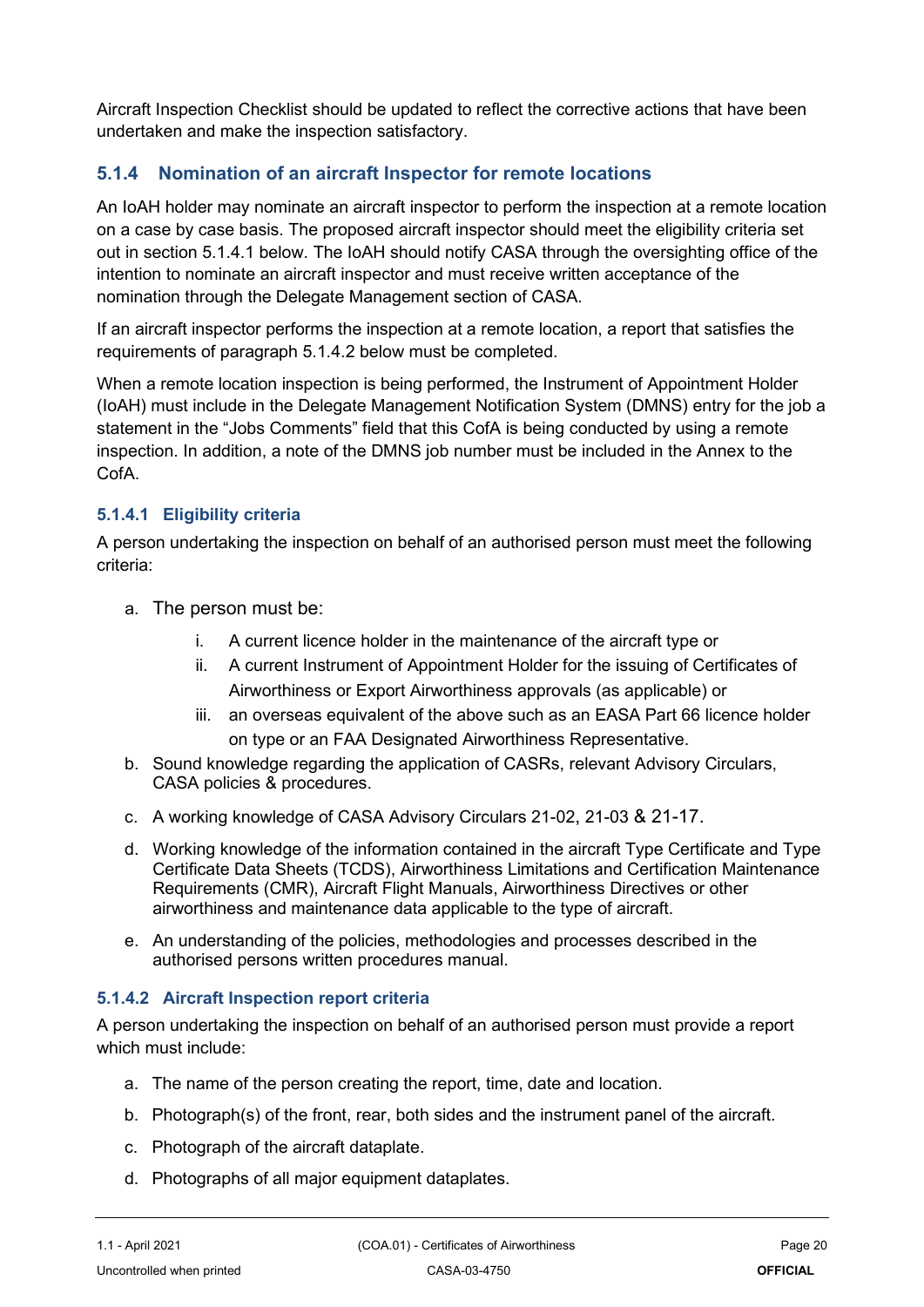Aircraft Inspection Checklist should be updated to reflect the corrective actions that have been undertaken and make the inspection satisfactory.

### 5.1.4 Nomination of an aircraft Inspector for remote locations

An IoAH holder may nominate an aircraft inspector to perform the inspection at a remote location on a case by case basis. The proposed aircraft inspector should meet the eligibility criteria set out in section 5.1.4.1 below. The IoAH should notify CASA through the oversighting office of the intention to nominate an aircraft inspector and must receive written acceptance of the nomination through the Delegate Management section of CASA.

If an aircraft inspector performs the inspection at a remote location, a report that satisfies the requirements of paragraph 5.1.4.2 below must be completed.

When a remote location inspection is being performed, the Instrument of Appointment Holder (IoAH) must include in the Delegate Management Notification System (DMNS) entry for the job a statement in the "Jobs Comments" field that this CofA is being conducted by using a remote inspection. In addition, a note of the DMNS job number must be included in the Annex to the CofA.

#### 5.1.4.1 Eligibility criteria

A person undertaking the inspection on behalf of an authorised person must meet the following criteria:

a. The person must be:
   i. A current licence holder in the maintenance of the aircraft type or
   ii. A current Instrument of Appointment Holder for the issuing of Certificates of Airworthiness or Export Airworthiness approvals (as applicable) or
   iii. an overseas equivalent of the above such as an EASA Part 66 licence holder on type or an FAA Designated Airworthiness Representative.
b. Sound knowledge regarding the application of CASRs, relevant Advisory Circulars, CASA policies & procedures.
c. A working knowledge of CASA Advisory Circulars 21-02, 21-03 & 21-17.
d. Working knowledge of the information contained in the aircraft Type Certificate and Type Certificate Data Sheets (TCDS), Airworthiness Limitations and Certification Maintenance Requirements (CMR), Aircraft Flight Manuals, Airworthiness Directives or other airworthiness and maintenance data applicable to the type of aircraft.
e. An understanding of the policies, methodologies and processes described in the authorised persons written procedures manual.

#### 5.1.4.2 Aircraft Inspection report criteria

A person undertaking the inspection on behalf of an authorised person must provide a report which must include:

a. The name of the person creating the report, time, date and location.
b. Photograph(s) of the front, rear, both sides and the instrument panel of the aircraft.
c. Photograph of the aircraft dataplate.
d. Photographs of all major equipment dataplates.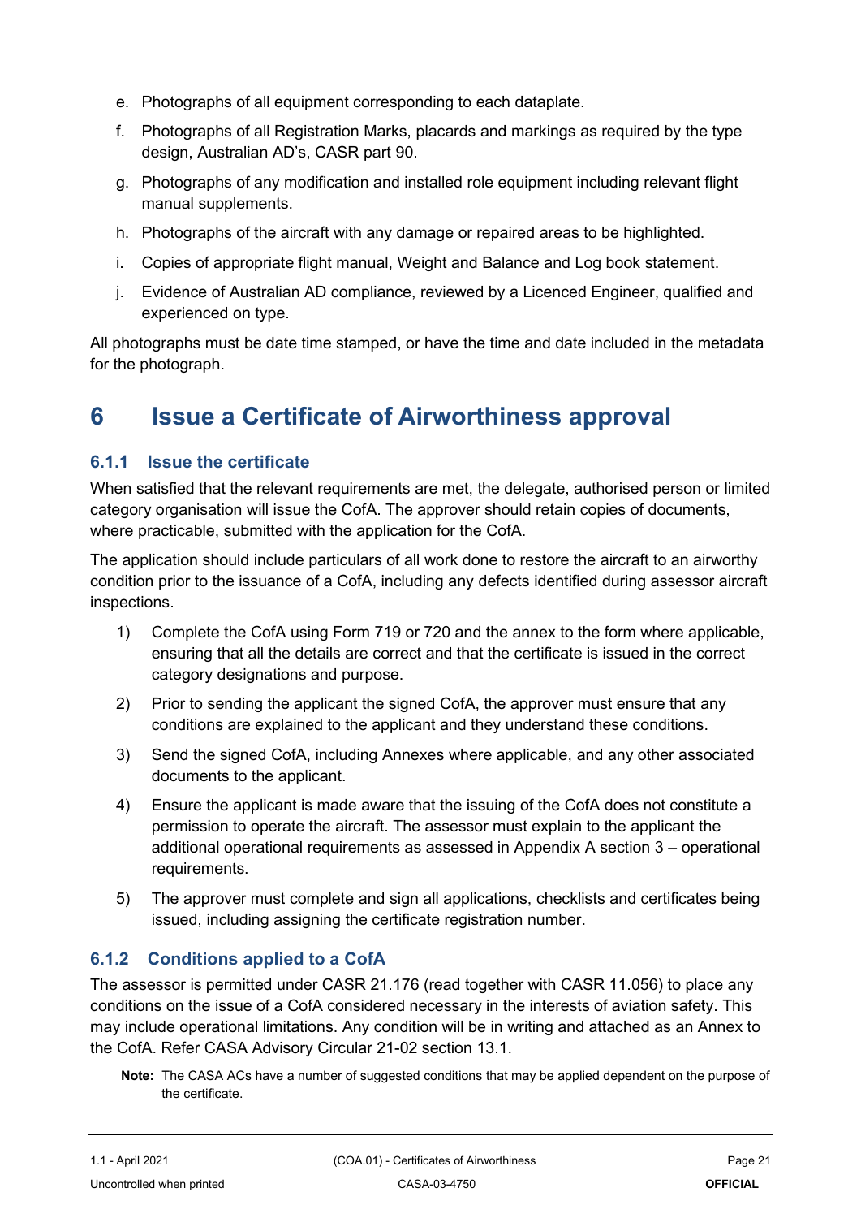e. Photographs of all equipment corresponding to each dataplate.
f. Photographs of all Registration Marks, placards and markings as required by the type design, Australian AD's, CASR part 90.
g. Photographs of any modification and installed role equipment including relevant flight manual supplements.
h. Photographs of the aircraft with any damage or repaired areas to be highlighted.
i. Copies of appropriate flight manual, Weight and Balance and Log book statement.
j. Evidence of Australian AD compliance, reviewed by a Licenced Engineer, qualified and experienced on type.

All photographs must be date time stamped, or have the time and date included in the metadata for the photograph.

# 6 Issue a Certificate of Airworthiness approval

### 6.1.1 Issue the certificate

When satisfied that the relevant requirements are met, the delegate, authorised person or limited category organisation will issue the CofA. The approver should retain copies of documents, where practicable, submitted with the application for the CofA.

The application should include particulars of all work done to restore the aircraft to an airworthy condition prior to the issuance of a CofA, including any defects identified during assessor aircraft inspections.

1) Complete the CofA using Form 719 or 720 and the annex to the form where applicable, ensuring that all the details are correct and that the certificate is issued in the correct category designations and purpose.
2) Prior to sending the applicant the signed CofA, the approver must ensure that any conditions are explained to the applicant and they understand these conditions.
3) Send the signed CofA, including Annexes where applicable, and any other associated documents to the applicant.
4) Ensure the applicant is made aware that the issuing of the CofA does not constitute a permission to operate the aircraft. The assessor must explain to the applicant the additional operational requirements as assessed in Appendix A section 3 – operational requirements.
5) The approver must complete and sign all applications, checklists and certificates being issued, including assigning the certificate registration number.

### 6.1.2 Conditions applied to a CofA

The assessor is permitted under CASR 21.176 (read together with CASR 11.056) to place any conditions on the issue of a CofA considered necessary in the interests of aviation safety. This may include operational limitations. Any condition will be in writing and attached as an Annex to the CofA. Refer CASA Advisory Circular 21-02 section 13.1.

**Note:** The CASA ACs have a number of suggested conditions that may be applied dependent on the purpose of the certificate.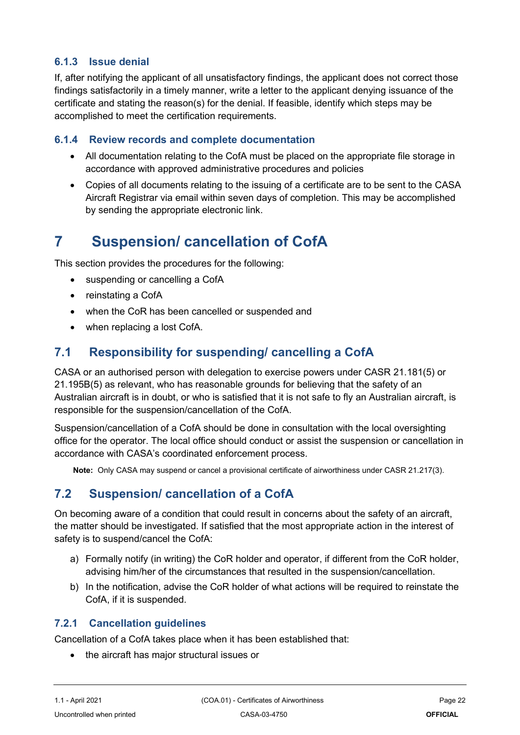### 6.1.3 Issue denial

If, after notifying the applicant of all unsatisfactory findings, the applicant does not correct those findings satisfactorily in a timely manner, write a letter to the applicant denying issuance of the certificate and stating the reason(s) for the denial. If feasible, identify which steps may be accomplished to meet the certification requirements.

### 6.1.4 Review records and complete documentation

- All documentation relating to the CofA must be placed on the appropriate file storage in accordance with approved administrative procedures and policies
- Copies of all documents relating to the issuing of a certificate are to be sent to the CASA Aircraft Registrar via email within seven days of completion. This may be accomplished by sending the appropriate electronic link.

# 7 Suspension/ cancellation of CofA

This section provides the procedures for the following:

- suspending or cancelling a CofA
- reinstating a CofA
- when the CoR has been cancelled or suspended and
- when replacing a lost CofA.

## 7.1 Responsibility for suspending/ cancelling a CofA

CASA or an authorised person with delegation to exercise powers under CASR 21.181(5) or 21.195B(5) as relevant, who has reasonable grounds for believing that the safety of an Australian aircraft is in doubt, or who is satisfied that it is not safe to fly an Australian aircraft, is responsible for the suspension/cancellation of the CofA.

Suspension/cancellation of a CofA should be done in consultation with the local oversighting office for the operator. The local office should conduct or assist the suspension or cancellation in accordance with CASA's coordinated enforcement process.

**Note:** Only CASA may suspend or cancel a provisional certificate of airworthiness under CASR 21.217(3).

## 7.2 Suspension/ cancellation of a CofA

On becoming aware of a condition that could result in concerns about the safety of an aircraft, the matter should be investigated. If satisfied that the most appropriate action in the interest of safety is to suspend/cancel the CofA:

a) Formally notify (in writing) the CoR holder and operator, if different from the CoR holder, advising him/her of the circumstances that resulted in the suspension/cancellation.
b) In the notification, advise the CoR holder of what actions will be required to reinstate the CofA, if it is suspended.

### 7.2.1 Cancellation guidelines

Cancellation of a CofA takes place when it has been established that:

- the aircraft has major structural issues or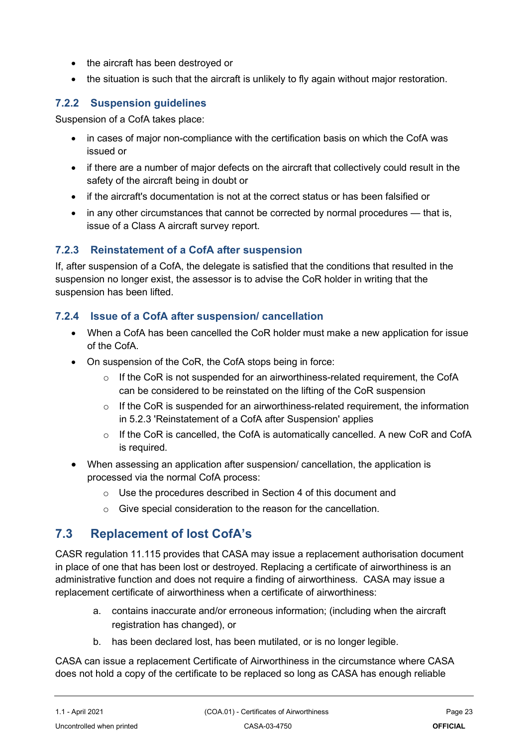- the aircraft has been destroyed or
- the situation is such that the aircraft is unlikely to fly again without major restoration.

### 7.2.2 Suspension guidelines

Suspension of a CofA takes place:

- in cases of major non-compliance with the certification basis on which the CofA was issued or
- if there are a number of major defects on the aircraft that collectively could result in the safety of the aircraft being in doubt or
- if the aircraft's documentation is not at the correct status or has been falsified or
- in any other circumstances that cannot be corrected by normal procedures — that is, issue of a Class A aircraft survey report.

### 7.2.3 Reinstatement of a CofA after suspension

If, after suspension of a CofA, the delegate is satisfied that the conditions that resulted in the suspension no longer exist, the assessor is to advise the CoR holder in writing that the suspension has been lifted.

### 7.2.4 Issue of a CofA after suspension/ cancellation

- When a CofA has been cancelled the CoR holder must make a new application for issue of the CofA.
- On suspension of the CoR, the CofA stops being in force:
  - If the CoR is not suspended for an airworthiness-related requirement, the CofA can be considered to be reinstated on the lifting of the CoR suspension
  - If the CoR is suspended for an airworthiness-related requirement, the information in 5.2.3 'Reinstatement of a CofA after Suspension' applies
  - If the CoR is cancelled, the CofA is automatically cancelled. A new CoR and CofA is required.
- When assessing an application after suspension/ cancellation, the application is processed via the normal CofA process:
  - Use the procedures described in Section 4 of this document and
  - Give special consideration to the reason for the cancellation.

## 7.3 Replacement of lost CofA's

CASR regulation 11.115 provides that CASA may issue a replacement authorisation document in place of one that has been lost or destroyed. Replacing a certificate of airworthiness is an administrative function and does not require a finding of airworthiness. CASA may issue a replacement certificate of airworthiness when a certificate of airworthiness:

a. contains inaccurate and/or erroneous information; (including when the aircraft registration has changed), or
b. has been declared lost, has been mutilated, or is no longer legible.

CASA can issue a replacement Certificate of Airworthiness in the circumstance where CASA does not hold a copy of the certificate to be replaced so long as CASA has enough reliable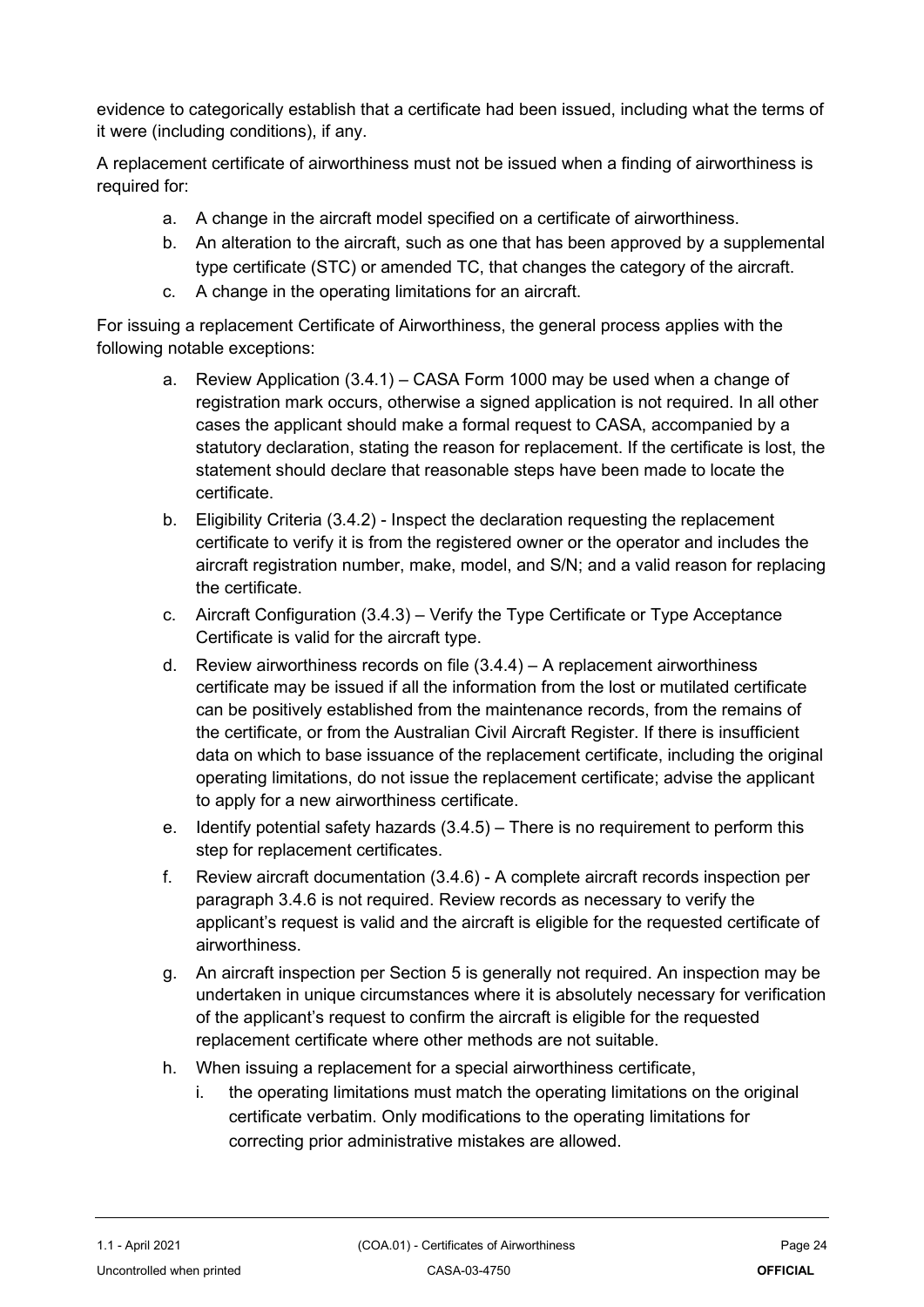evidence to categorically establish that a certificate had been issued, including what the terms of it were (including conditions), if any.

A replacement certificate of airworthiness must not be issued when a finding of airworthiness is required for:

a. A change in the aircraft model specified on a certificate of airworthiness.
b. An alteration to the aircraft, such as one that has been approved by a supplemental type certificate (STC) or amended TC, that changes the category of the aircraft.
c. A change in the operating limitations for an aircraft.

For issuing a replacement Certificate of Airworthiness, the general process applies with the following notable exceptions:

a. Review Application (3.4.1) – CASA Form 1000 may be used when a change of registration mark occurs, otherwise a signed application is not required. In all other cases the applicant should make a formal request to CASA, accompanied by a statutory declaration, stating the reason for replacement. If the certificate is lost, the statement should declare that reasonable steps have been made to locate the certificate.
b. Eligibility Criteria (3.4.2) - Inspect the declaration requesting the replacement certificate to verify it is from the registered owner or the operator and includes the aircraft registration number, make, model, and S/N; and a valid reason for replacing the certificate.
c. Aircraft Configuration (3.4.3) – Verify the Type Certificate or Type Acceptance Certificate is valid for the aircraft type.
d. Review airworthiness records on file (3.4.4) – A replacement airworthiness certificate may be issued if all the information from the lost or mutilated certificate can be positively established from the maintenance records, from the remains of the certificate, or from the Australian Civil Aircraft Register. If there is insufficient data on which to base issuance of the replacement certificate, including the original operating limitations, do not issue the replacement certificate; advise the applicant to apply for a new airworthiness certificate.
e. Identify potential safety hazards (3.4.5) – There is no requirement to perform this step for replacement certificates.
f. Review aircraft documentation (3.4.6) - A complete aircraft records inspection per paragraph 3.4.6 is not required. Review records as necessary to verify the applicant's request is valid and the aircraft is eligible for the requested certificate of airworthiness.
g. An aircraft inspection per Section 5 is generally not required. An inspection may be undertaken in unique circumstances where it is absolutely necessary for verification of the applicant's request to confirm the aircraft is eligible for the requested replacement certificate where other methods are not suitable.
h. When issuing a replacement for a special airworthiness certificate,
    i. the operating limitations must match the operating limitations on the original certificate verbatim. Only modifications to the operating limitations for correcting prior administrative mistakes are allowed.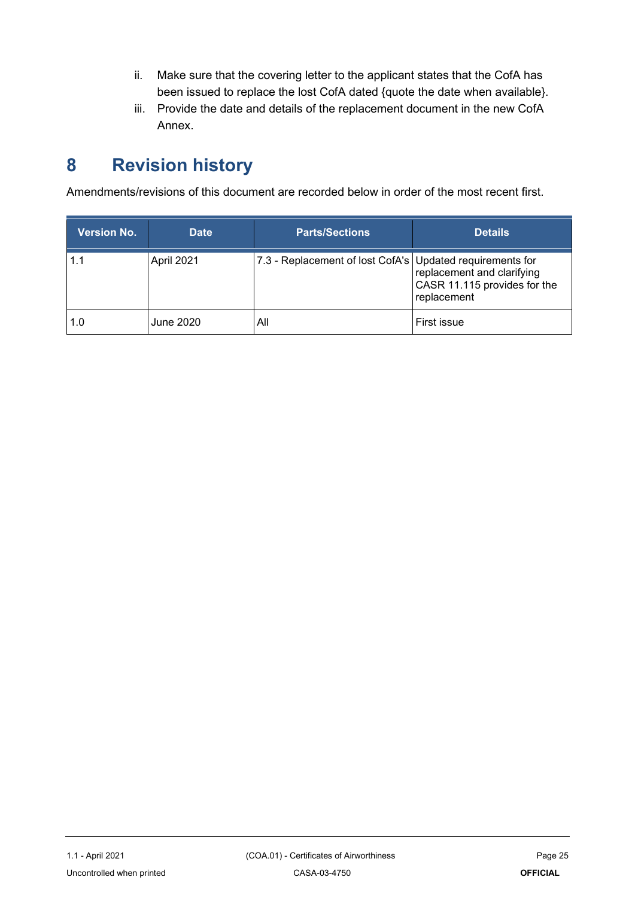ii. Make sure that the covering letter to the applicant states that the CofA has been issued to replace the lost CofA dated {quote the date when available}.

iii. Provide the date and details of the replacement document in the new CofA Annex.

# 8 Revision history

Amendments/revisions of this document are recorded below in order of the most recent first.

| Version No. | Date | Parts/Sections | Details |
|---|---|---|---|
| 1.1 | April 2021 | 7.3 - Replacement of lost CofA's | Updated requirements for replacement and clarifying CASR 11.115 provides for the replacement |
| 1.0 | June 2020 | All | First issue |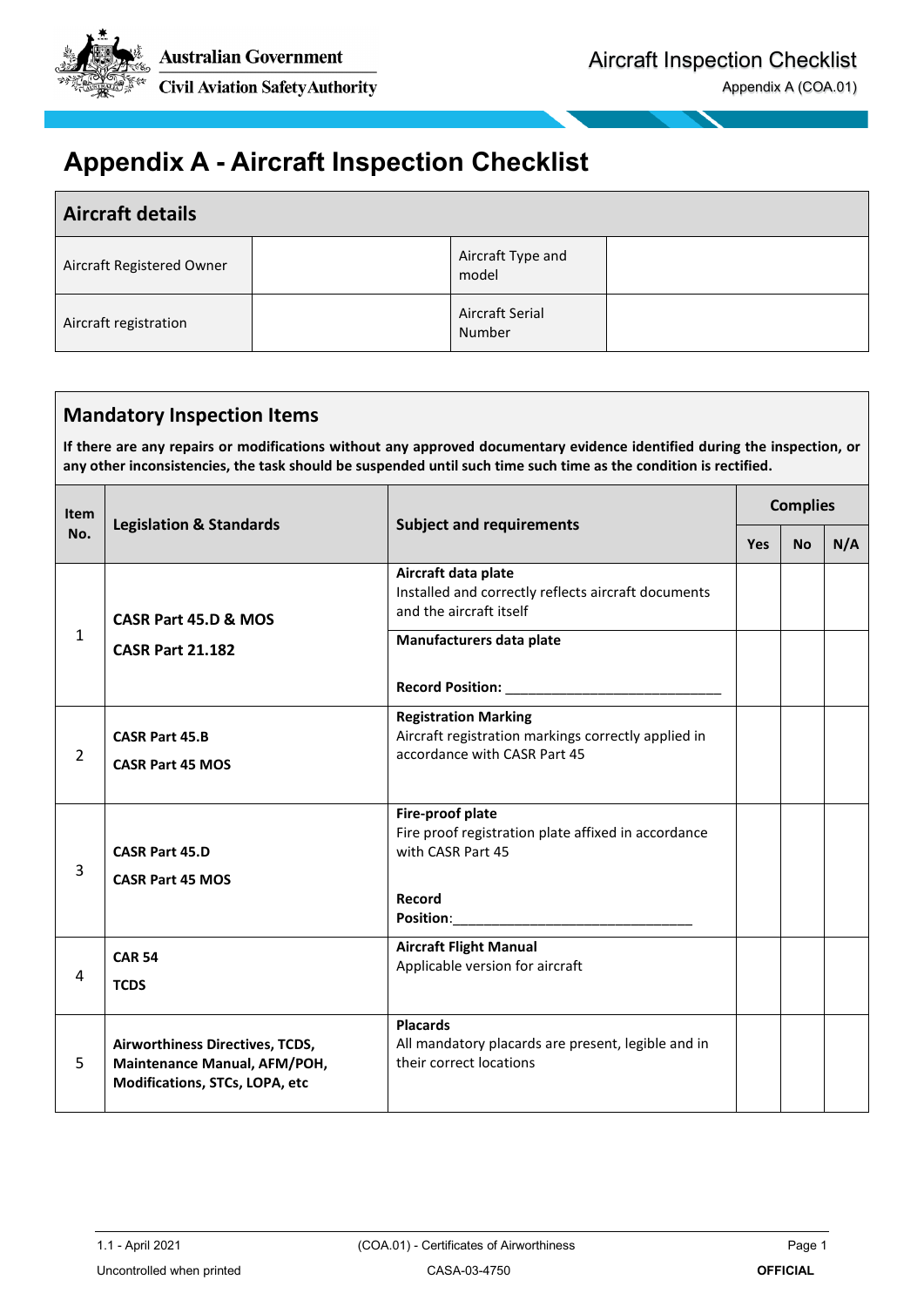# Appendix A - Aircraft Inspection Checklist

| Aircraft details | | | |
|---|---|---|---|
| Aircraft Registered Owner | | Aircraft Type and model | |
| Aircraft registration | | Aircraft Serial Number | |

## Mandatory Inspection Items

**If there are any repairs or modifications without any approved documentary evidence identified during the inspection, or any other inconsistencies, the task should be suspended until such time such time as the condition is rectified.**

| Item No. | Legislation & Standards | Subject and requirements | Complies | | |
|---|---|---|---|---|---|
| | | | Yes | No | N/A |
| 1 | **CASR Part 45.D & MOS**<br>**CASR Part 21.182** | **Aircraft data plate**<br>Installed and correctly reflects aircraft documents and the aircraft itself | | | |
| | | **Manufacturers data plate**<br><br>**Record Position:** ____________________________ | | | |
| 2 | **CASR Part 45.B**<br>**CASR Part 45 MOS** | **Registration Marking**<br>Aircraft registration markings correctly applied in accordance with CASR Part 45 | | | |
| 3 | **CASR Part 45.D**<br>**CASR Part 45 MOS** | **Fire-proof plate**<br>Fire proof registration plate affixed in accordance with CASR Part 45<br><br>**Record Position**:_______________________________ | | | |
| 4 | **CAR 54**<br>**TCDS** | **Aircraft Flight Manual**<br>Applicable version for aircraft | | | |
| 5 | **Airworthiness Directives, TCDS, Maintenance Manual, AFM/POH, Modifications, STCs, LOPA, etc** | **Placards**<br>All mandatory placards are present, legible and in their correct locations | | | |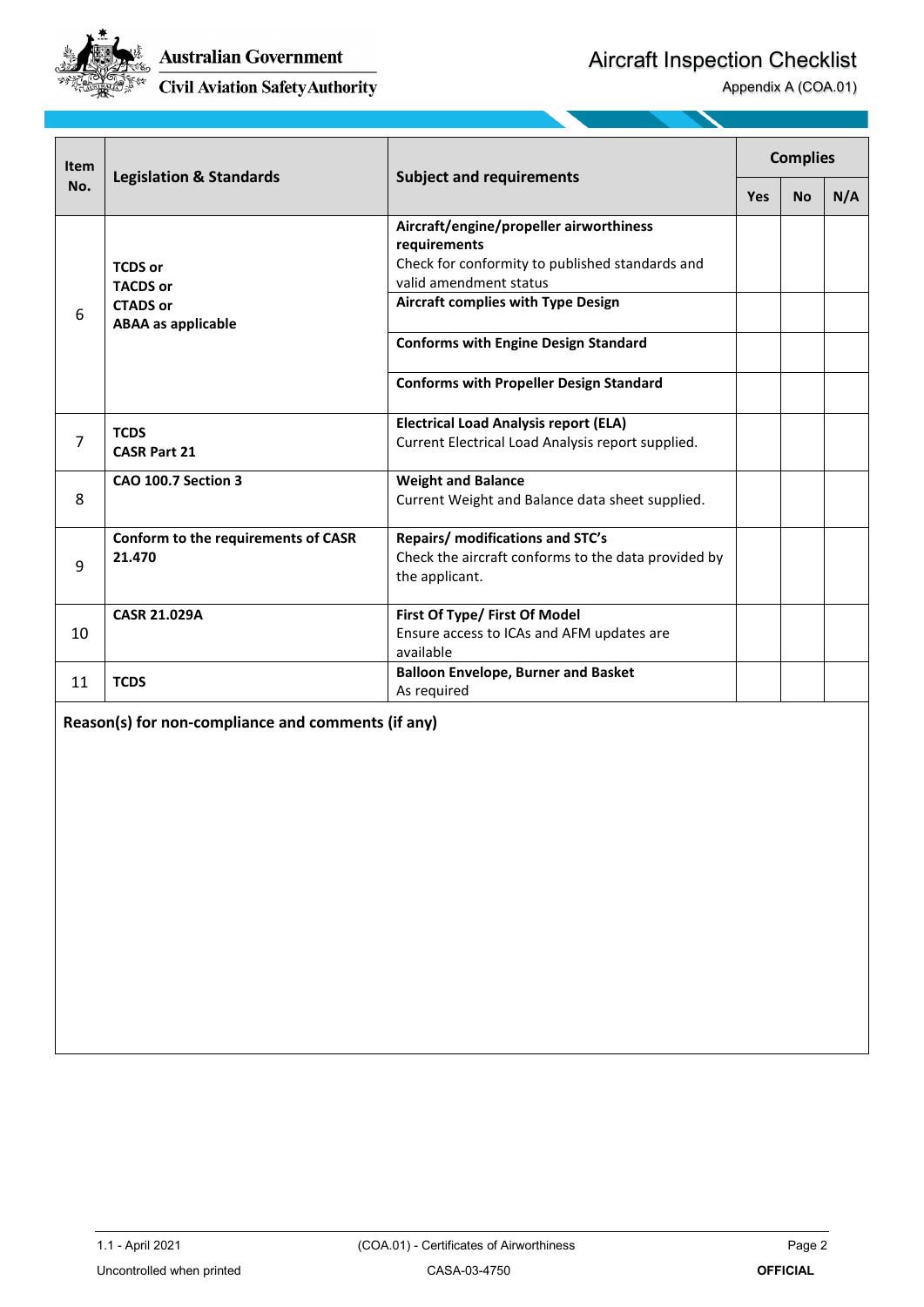| Item No. | Legislation & Standards | Subject and requirements | Complies | | |
|---|---|---|---|---|---|
| | | | Yes | No | N/A |
| 6 | **TCDS or TACDS or CTADS or ABAA as applicable** | **Aircraft/engine/propeller airworthiness requirements** Check for conformity to published standards and valid amendment status | | | |
| | | **Aircraft complies with Type Design** | | | |
| | | **Conforms with Engine Design Standard** | | | |
| | | **Conforms with Propeller Design Standard** | | | |
| 7 | **TCDS CASR Part 21** | **Electrical Load Analysis report (ELA)** Current Electrical Load Analysis report supplied. | | | |
| 8 | **CAO 100.7 Section 3** | **Weight and Balance** Current Weight and Balance data sheet supplied. | | | |
| 9 | **Conform to the requirements of CASR 21.470** | **Repairs/ modifications and STC's** Check the aircraft conforms to the data provided by the applicant. | | | |
| 10 | **CASR 21.029A** | **First Of Type/ First Of Model** Ensure access to ICAs and AFM updates are available | | | |
| 11 | **TCDS** | **Balloon Envelope, Burner and Basket** As required | | | |

**Reason(s) for non-compliance and comments (if any)**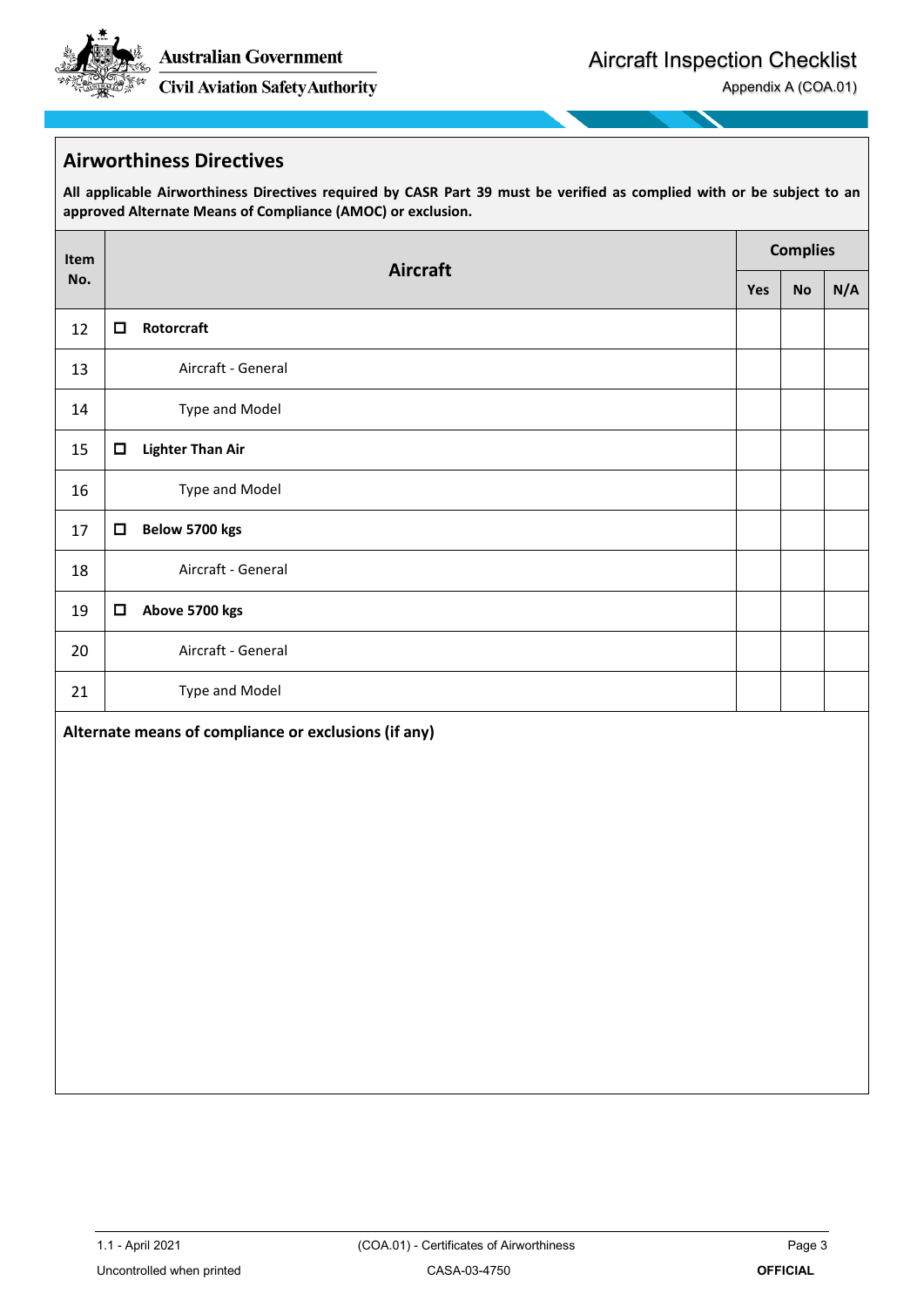## Airworthiness Directives

**All applicable Airworthiness Directives required by CASR Part 39 must be verified as complied with or be subject to an approved Alternate Means of Compliance (AMOC) or exclusion.**

| Item No. | Aircraft | Complies | | |
|---|---|---|---|---|
| | | Yes | No | N/A |
| 12 | ☐ **Rotorcraft** | | | |
| 13 | Aircraft - General | | | |
| 14 | Type and Model | | | |
| 15 | ☐ **Lighter Than Air** | | | |
| 16 | Type and Model | | | |
| 17 | ☐ **Below 5700 kgs** | | | |
| 18 | Aircraft - General | | | |
| 19 | ☐ **Above 5700 kgs** | | | |
| 20 | Aircraft - General | | | |
| 21 | Type and Model | | | |

**Alternate means of compliance or exclusions (if any)**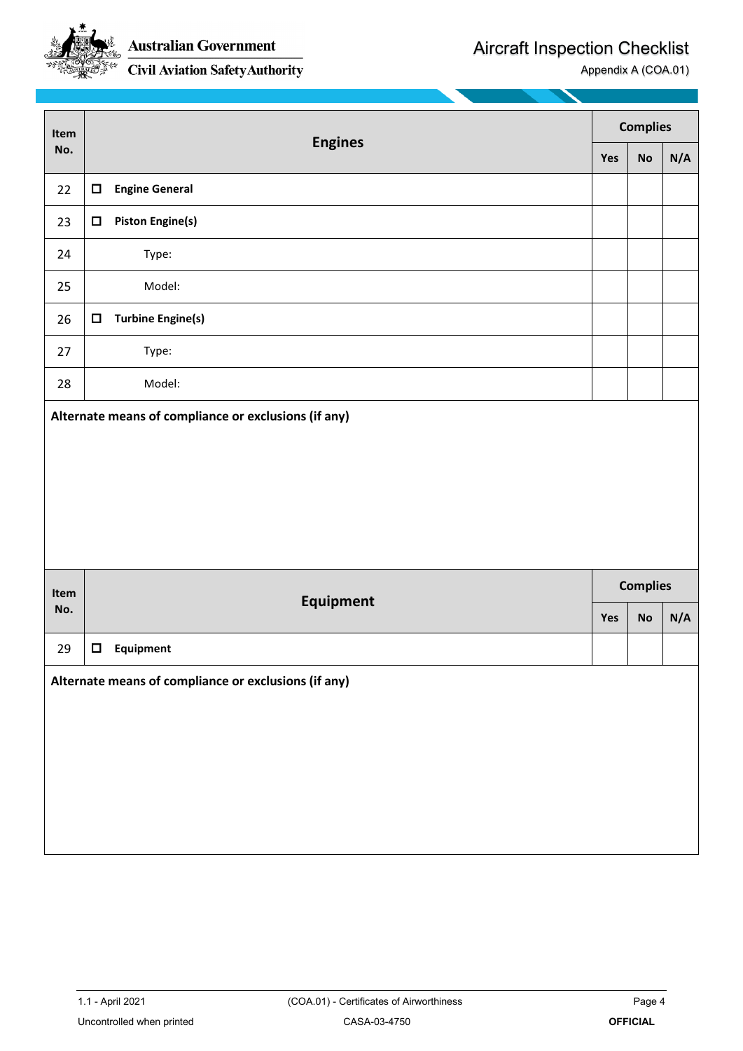| Item No. | Engines | Complies | | |
|---|---|---|---|---|
| | | Yes | No | N/A |
| 22 | ☐ **Engine General** | | | |
| 23 | ☐ **Piston Engine(s)** | | | |
| 24 | Type: | | | |
| 25 | Model: | | | |
| 26 | ☐ **Turbine Engine(s)** | | | |
| 27 | Type: | | | |
| 28 | Model: | | | |

**Alternate means of compliance or exclusions (if any)**

| Item No. | Equipment | Complies | | |
|---|---|---|---|---|
| | | Yes | No | N/A |
| 29 | ☐ **Equipment** | | | |

**Alternate means of compliance or exclusions (if any)**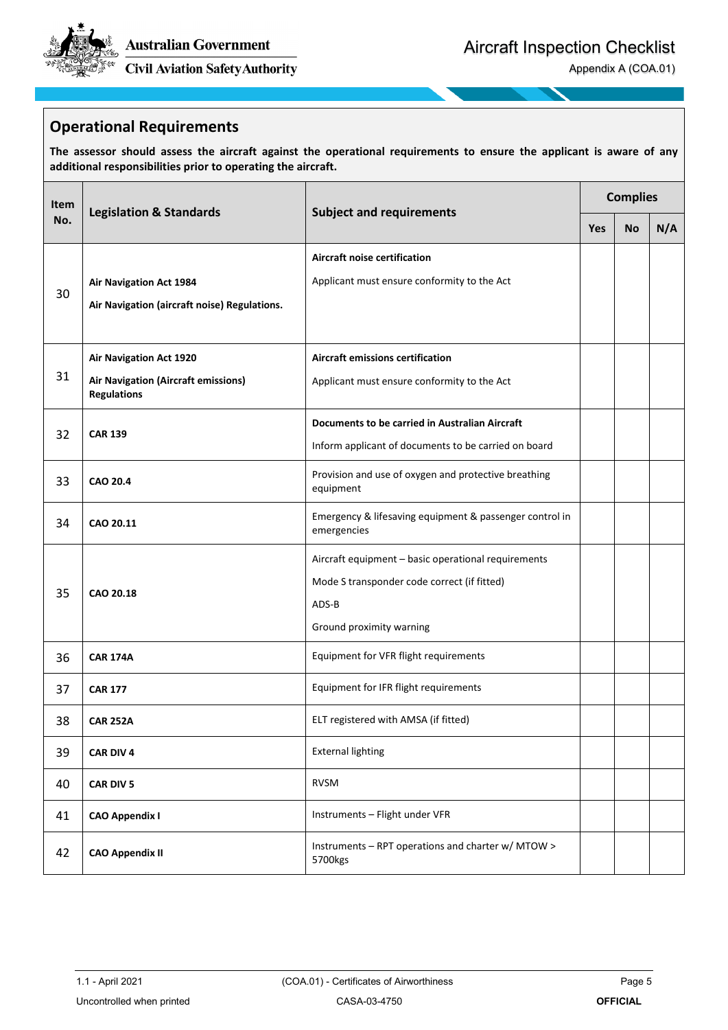## Operational Requirements

**The assessor should assess the aircraft against the operational requirements to ensure the applicant is aware of any additional responsibilities prior to operating the aircraft.**

| Item No. | Legislation & Standards | Subject and requirements | Complies | | |
|---|---|---|---|---|---|
| | | | Yes | No | N/A |
| 30 | **Air Navigation Act 1984**<br>**Air Navigation (aircraft noise) Regulations.** | **Aircraft noise certification**<br>Applicant must ensure conformity to the Act | | | |
| 31 | **Air Navigation Act 1920**<br>**Air Navigation (Aircraft emissions) Regulations** | **Aircraft emissions certification**<br>Applicant must ensure conformity to the Act | | | |
| 32 | **CAR 139** | **Documents to be carried in Australian Aircraft**<br>Inform applicant of documents to be carried on board | | | |
| 33 | **CAO 20.4** | Provision and use of oxygen and protective breathing equipment | | | |
| 34 | **CAO 20.11** | Emergency & lifesaving equipment & passenger control in emergencies | | | |
| 35 | **CAO 20.18** | Aircraft equipment – basic operational requirements<br>Mode S transponder code correct (if fitted)<br>ADS-B<br>Ground proximity warning | | | |
| 36 | **CAR 174A** | Equipment for VFR flight requirements | | | |
| 37 | **CAR 177** | Equipment for IFR flight requirements | | | |
| 38 | **CAR 252A** | ELT registered with AMSA (if fitted) | | | |
| 39 | **CAR DIV 4** | External lighting | | | |
| 40 | **CAR DIV 5** | RVSM | | | |
| 41 | **CAO Appendix I** | Instruments – Flight under VFR | | | |
| 42 | **CAO Appendix II** | Instruments – RPT operations and charter w/ MTOW > 5700kgs | | | |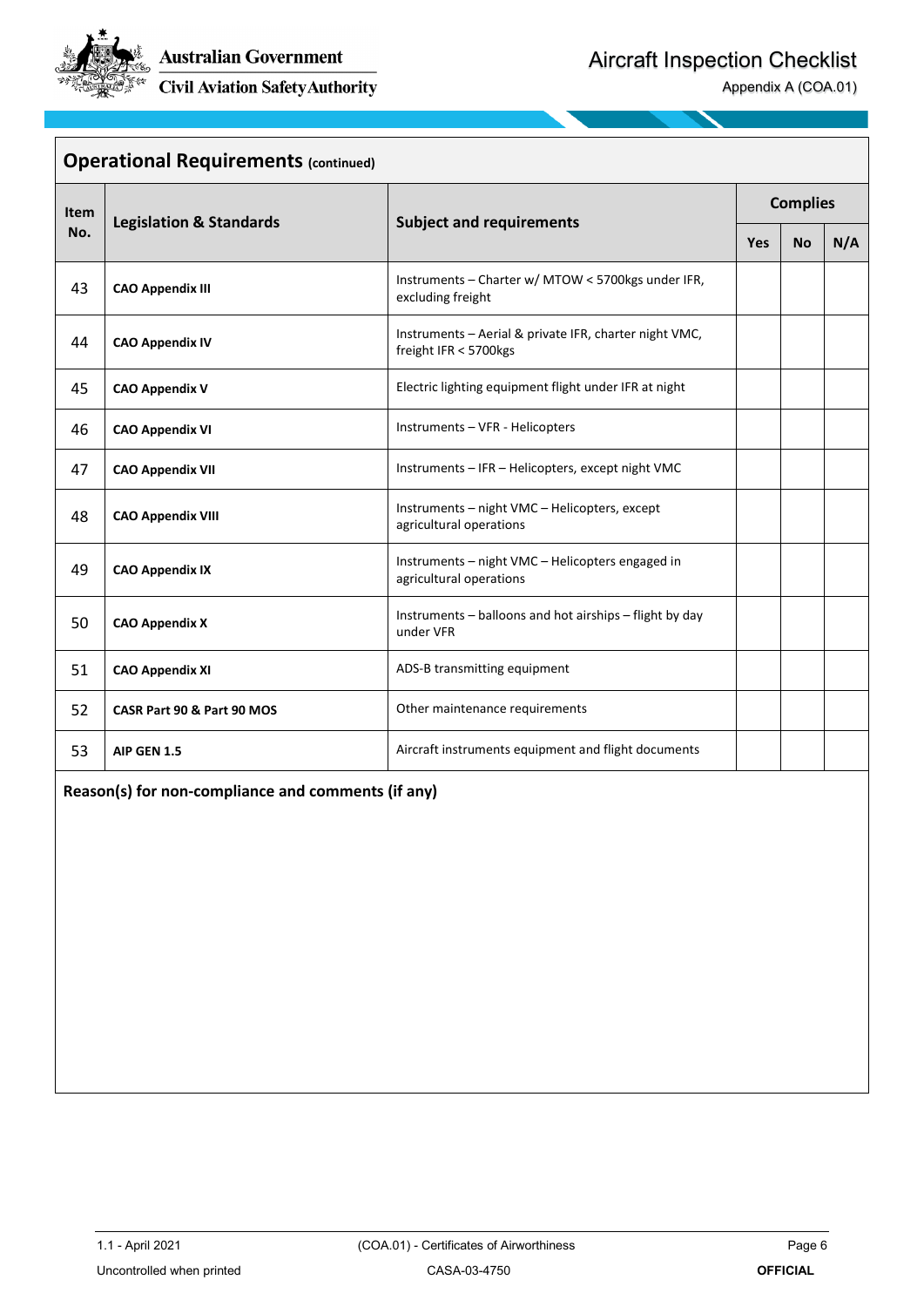## Operational Requirements (continued)

| Item No. | Legislation & Standards | Subject and requirements | Complies | | |
|---|---|---|---|---|---|
| | | | Yes | No | N/A |
| 43 | **CAO Appendix III** | Instruments – Charter w/ MTOW < 5700kgs under IFR, excluding freight | | | |
| 44 | **CAO Appendix IV** | Instruments – Aerial & private IFR, charter night VMC, freight IFR < 5700kgs | | | |
| 45 | **CAO Appendix V** | Electric lighting equipment flight under IFR at night | | | |
| 46 | **CAO Appendix VI** | Instruments – VFR - Helicopters | | | |
| 47 | **CAO Appendix VII** | Instruments – IFR – Helicopters, except night VMC | | | |
| 48 | **CAO Appendix VIII** | Instruments – night VMC – Helicopters, except agricultural operations | | | |
| 49 | **CAO Appendix IX** | Instruments – night VMC – Helicopters engaged in agricultural operations | | | |
| 50 | **CAO Appendix X** | Instruments – balloons and hot airships – flight by day under VFR | | | |
| 51 | **CAO Appendix XI** | ADS-B transmitting equipment | | | |
| 52 | **CASR Part 90 & Part 90 MOS** | Other maintenance requirements | | | |
| 53 | **AIP GEN 1.5** | Aircraft instruments equipment and flight documents | | | |

**Reason(s) for non-compliance and comments (if any)**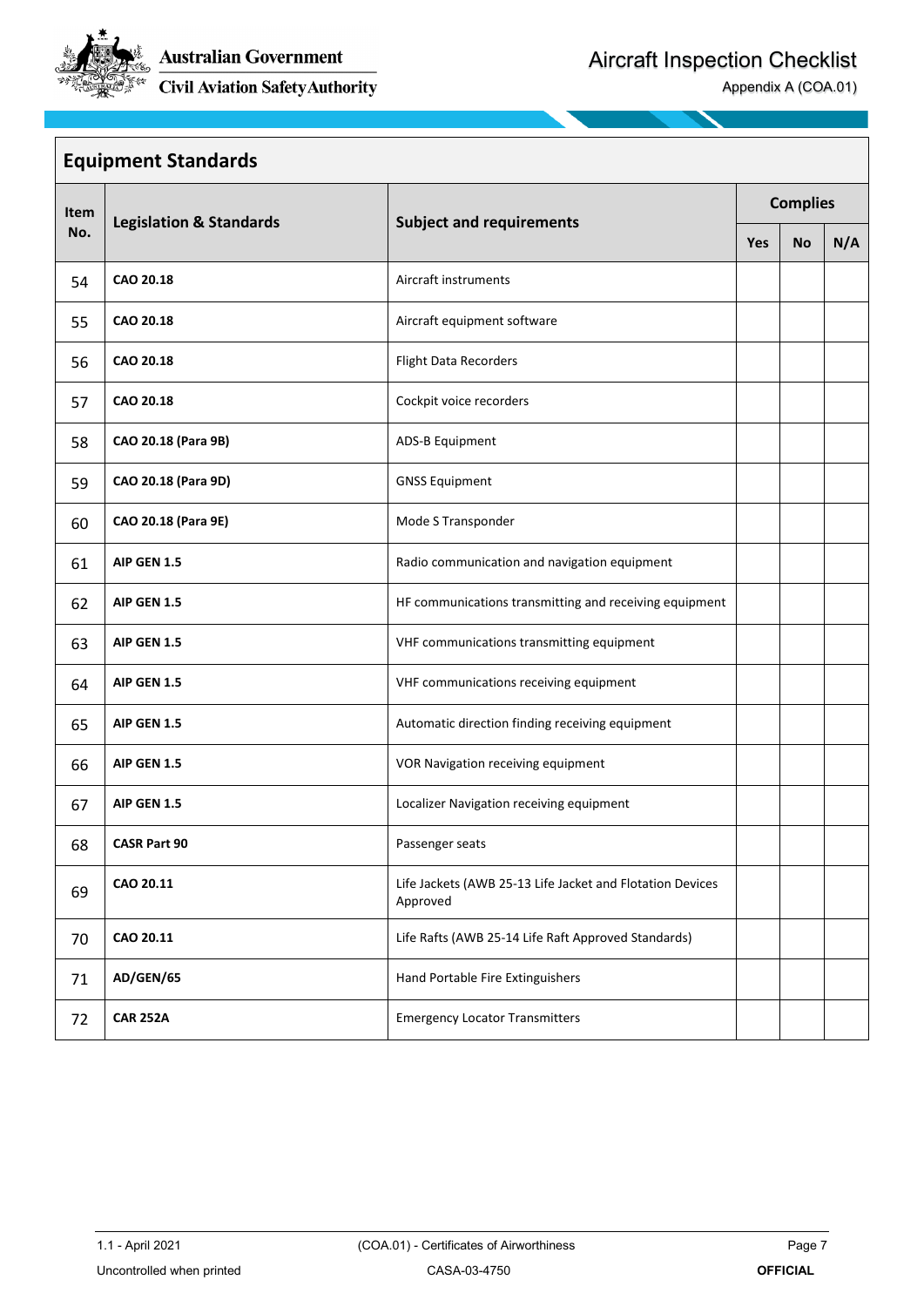## Equipment Standards

| Item No. | Legislation & Standards | Subject and requirements | Complies | | |
|---|---|---|---|---|---|
| | | | Yes | No | N/A |
| 54 | **CAO 20.18** | Aircraft instruments | | | |
| 55 | **CAO 20.18** | Aircraft equipment software | | | |
| 56 | **CAO 20.18** | Flight Data Recorders | | | |
| 57 | **CAO 20.18** | Cockpit voice recorders | | | |
| 58 | **CAO 20.18 (Para 9B)** | ADS-B Equipment | | | |
| 59 | **CAO 20.18 (Para 9D)** | GNSS Equipment | | | |
| 60 | **CAO 20.18 (Para 9E)** | Mode S Transponder | | | |
| 61 | **AIP GEN 1.5** | Radio communication and navigation equipment | | | |
| 62 | **AIP GEN 1.5** | HF communications transmitting and receiving equipment | | | |
| 63 | **AIP GEN 1.5** | VHF communications transmitting equipment | | | |
| 64 | **AIP GEN 1.5** | VHF communications receiving equipment | | | |
| 65 | **AIP GEN 1.5** | Automatic direction finding receiving equipment | | | |
| 66 | **AIP GEN 1.5** | VOR Navigation receiving equipment | | | |
| 67 | **AIP GEN 1.5** | Localizer Navigation receiving equipment | | | |
| 68 | **CASR Part 90** | Passenger seats | | | |
| 69 | **CAO 20.11** | Life Jackets (AWB 25-13 Life Jacket and Flotation Devices Approved | | | |
| 70 | **CAO 20.11** | Life Rafts (AWB 25-14 Life Raft Approved Standards) | | | |
| 71 | **AD/GEN/65** | Hand Portable Fire Extinguishers | | | |
| 72 | **CAR 252A** | Emergency Locator Transmitters | | | |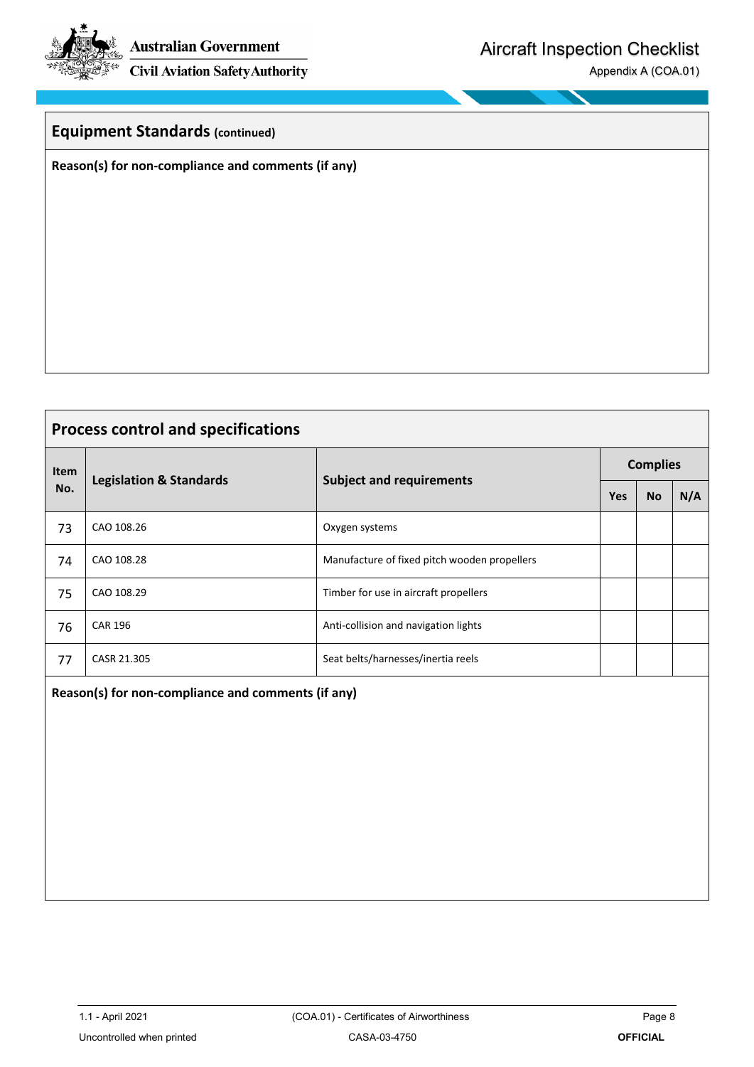## Equipment Standards (continued)

**Reason(s) for non-compliance and comments (if any)**

## Process control and specifications

| Item No. | Legislation & Standards | Subject and requirements | Complies | | |
|---|---|---|---|---|---|
| | | | Yes | No | N/A |
| 73 | CAO 108.26 | Oxygen systems | | | |
| 74 | CAO 108.28 | Manufacture of fixed pitch wooden propellers | | | |
| 75 | CAO 108.29 | Timber for use in aircraft propellers | | | |
| 76 | CAR 196 | Anti-collision and navigation lights | | | |
| 77 | CASR 21.305 | Seat belts/harnesses/inertia reels | | | |

**Reason(s) for non-compliance and comments (if any)**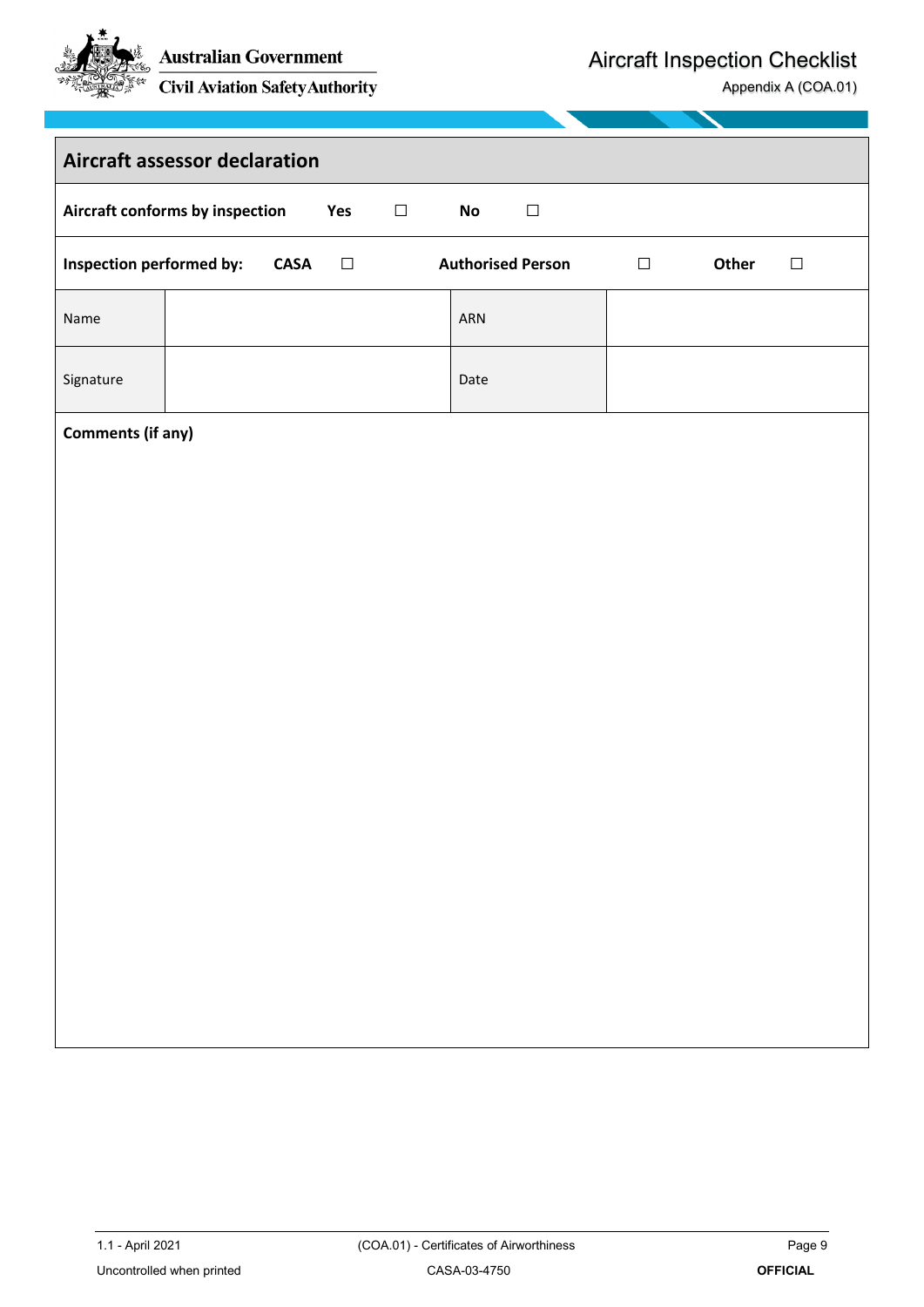## Aircraft assessor declaration

| | | | | | |
|---|---|---|---|---|---|
| **Aircraft conforms by inspection** | **Yes** ☐ | **No** ☐ | | | |
| **Inspection performed by:** | **CASA** ☐ | **Authorised Person** ☐ | | **Other** ☐ | |
| Name | | ARN | | | |
| Signature | | Date | | | |

**Comments (if any)**